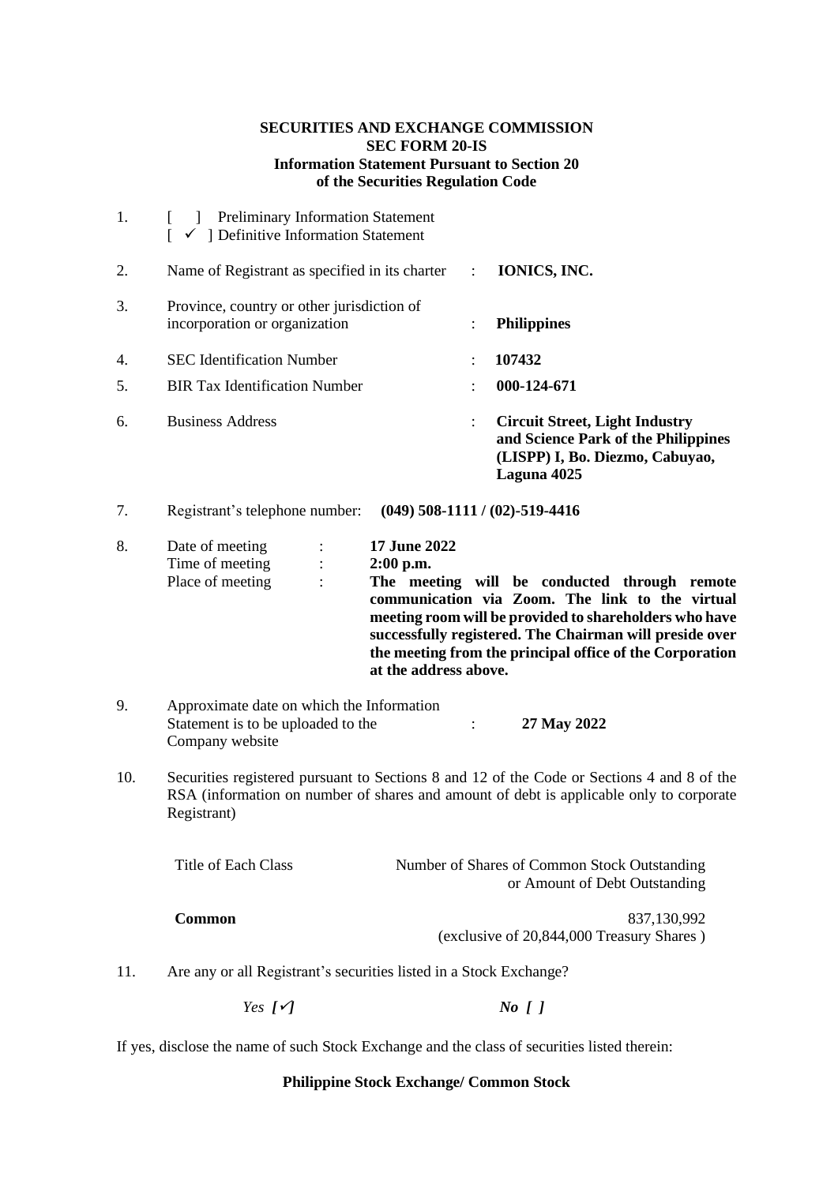**SECURITIES AND EXCHANGE COMMISSION**
**SEC FORM 20-IS**
**Information Statement Pursuant to Section 20**
**of the Securities Regulation Code**

1. [ ] Preliminary Information Statement
   [ ✓ ] Definitive Information Statement

2. Name of Registrant as specified in its charter : **IONICS, INC.**

3. Province, country or other jurisdiction of incorporation or organization : **Philippines**

4. SEC Identification Number : **107432**

5. BIR Tax Identification Number : **000-124-671**

6. Business Address : **Circuit Street, Light Industry and Science Park of the Philippines (LISPP) I, Bo. Diezmo, Cabuyao, Laguna 4025**

7. Registrant's telephone number: **(049) 508-1111 / (02)-519-4416**

8. Date of meeting : **17 June 2022**
   Time of meeting : **2:00 p.m.**
   Place of meeting : **The meeting will be conducted through remote communication via Zoom. The link to the virtual meeting room will be provided to shareholders who have successfully registered. The Chairman will preside over the meeting from the principal office of the Corporation at the address above.**

9. Approximate date on which the Information Statement is to be uploaded to the Company website : **27 May 2022**

10. Securities registered pursuant to Sections 8 and 12 of the Code or Sections 4 and 8 of the RSA (information on number of shares and amount of debt is applicable only to corporate Registrant)

| Title of Each Class | Number of Shares of Common Stock Outstanding or Amount of Debt Outstanding |
|---|---|
| **Common** | 837,130,992 (exclusive of 20,844,000 Treasury Shares ) |

11. Are any or all Registrant's securities listed in a Stock Exchange?

    *Yes [✓]* *No [ ]*

If yes, disclose the name of such Stock Exchange and the class of securities listed therein:

**Philippine Stock Exchange/ Common Stock**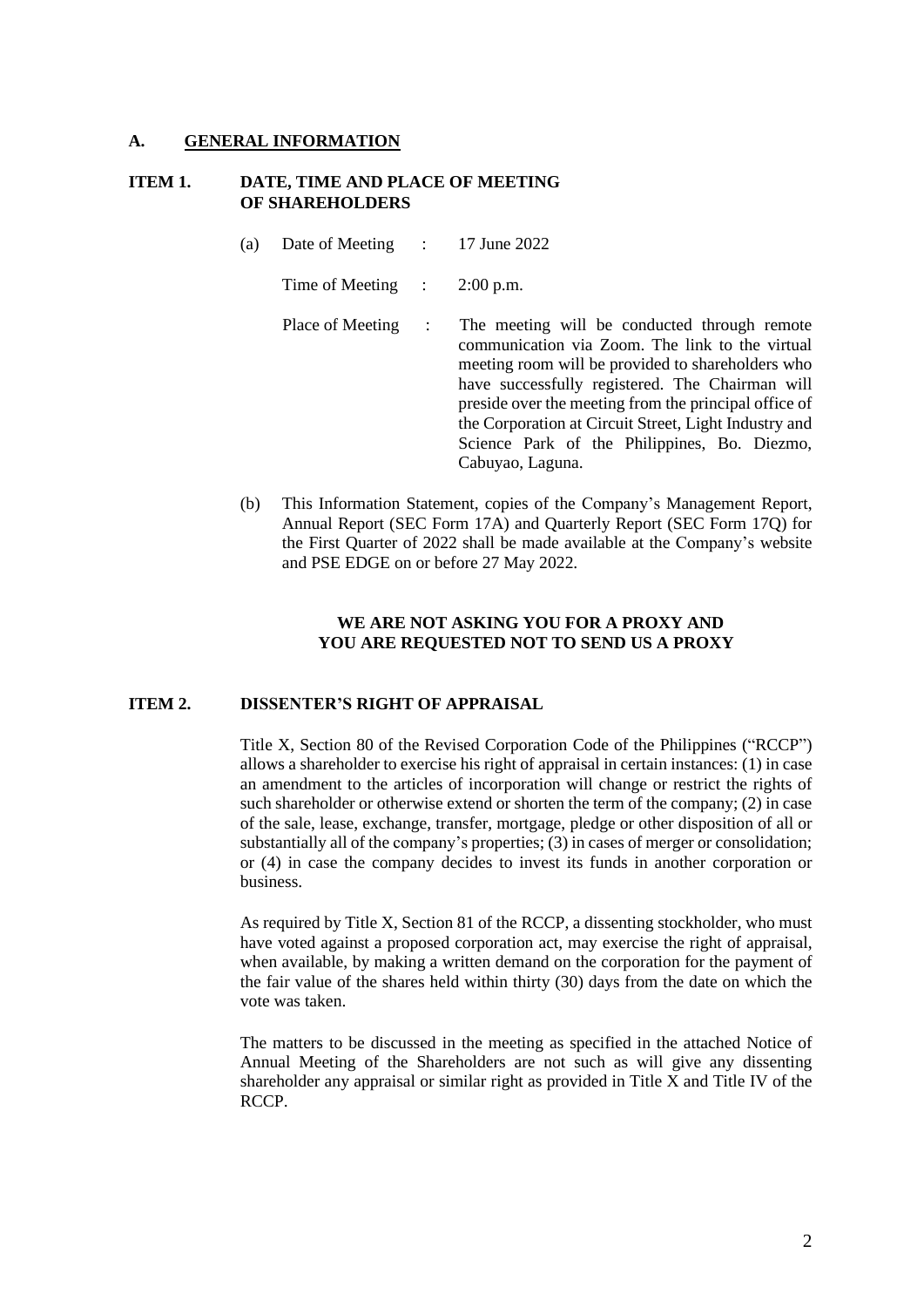## A. GENERAL INFORMATION

### ITEM 1. DATE, TIME AND PLACE OF MEETING OF SHAREHOLDERS

(a) Date of Meeting : 17 June 2022

Time of Meeting : 2:00 p.m.

Place of Meeting : The meeting will be conducted through remote communication via Zoom. The link to the virtual meeting room will be provided to shareholders who have successfully registered. The Chairman will preside over the meeting from the principal office of the Corporation at Circuit Street, Light Industry and Science Park of the Philippines, Bo. Diezmo, Cabuyao, Laguna.

(b) This Information Statement, copies of the Company's Management Report, Annual Report (SEC Form 17A) and Quarterly Report (SEC Form 17Q) for the First Quarter of 2022 shall be made available at the Company's website and PSE EDGE on or before 27 May 2022.

**WE ARE NOT ASKING YOU FOR A PROXY AND YOU ARE REQUESTED NOT TO SEND US A PROXY**

### ITEM 2. DISSENTER'S RIGHT OF APPRAISAL

Title X, Section 80 of the Revised Corporation Code of the Philippines ("RCCP") allows a shareholder to exercise his right of appraisal in certain instances: (1) in case an amendment to the articles of incorporation will change or restrict the rights of such shareholder or otherwise extend or shorten the term of the company; (2) in case of the sale, lease, exchange, transfer, mortgage, pledge or other disposition of all or substantially all of the company's properties; (3) in cases of merger or consolidation; or (4) in case the company decides to invest its funds in another corporation or business.

As required by Title X, Section 81 of the RCCP, a dissenting stockholder, who must have voted against a proposed corporation act, may exercise the right of appraisal, when available, by making a written demand on the corporation for the payment of the fair value of the shares held within thirty (30) days from the date on which the vote was taken.

The matters to be discussed in the meeting as specified in the attached Notice of Annual Meeting of the Shareholders are not such as will give any dissenting shareholder any appraisal or similar right as provided in Title X and Title IV of the RCCP.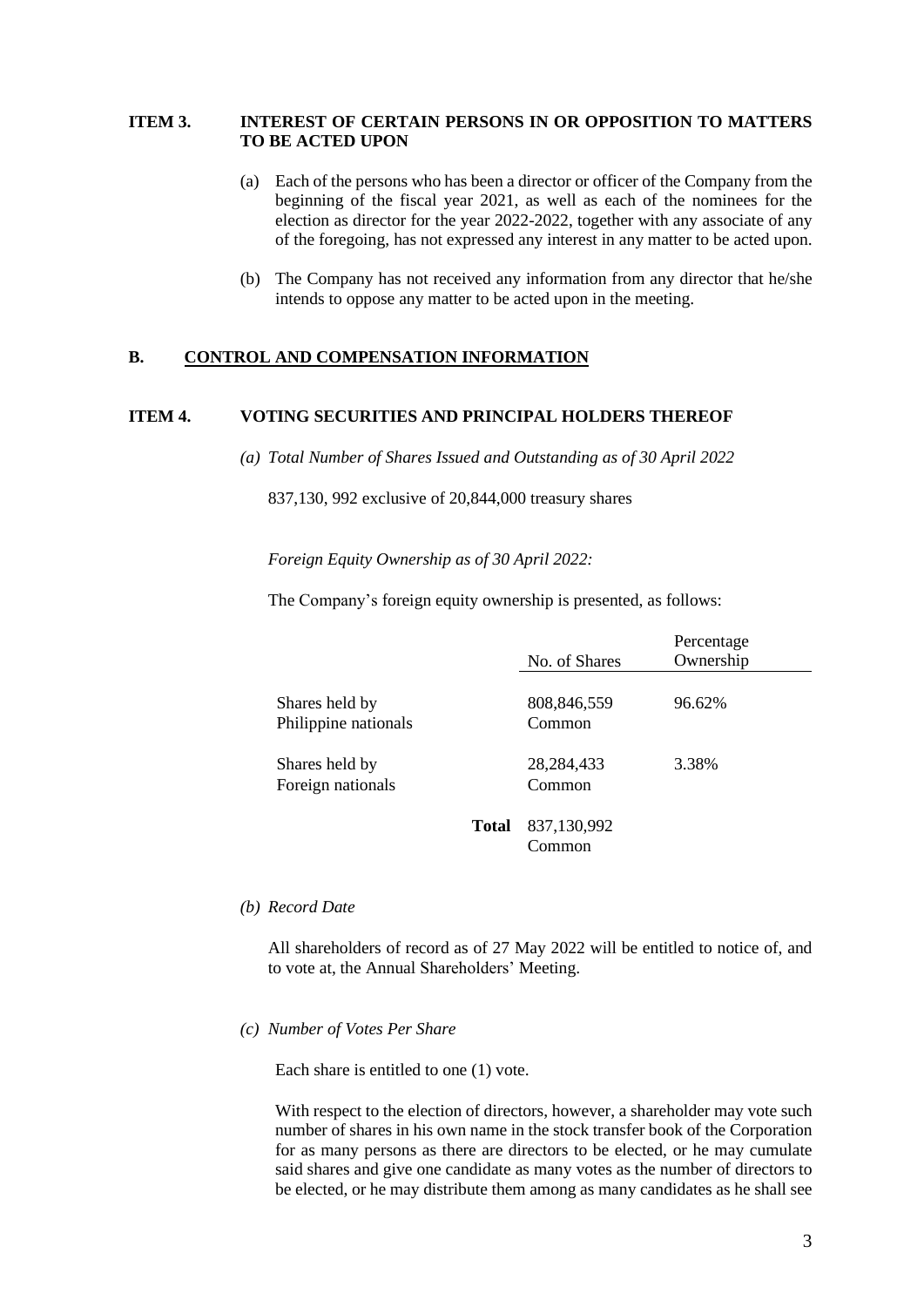**ITEM 3. INTEREST OF CERTAIN PERSONS IN OR OPPOSITION TO MATTERS TO BE ACTED UPON**

(a) Each of the persons who has been a director or officer of the Company from the beginning of the fiscal year 2021, as well as each of the nominees for the election as director for the year 2022-2022, together with any associate of any of the foregoing, has not expressed any interest in any matter to be acted upon.

(b) The Company has not received any information from any director that he/she intends to oppose any matter to be acted upon in the meeting.

## B. <u>CONTROL AND COMPENSATION INFORMATION</u>

**ITEM 4. VOTING SECURITIES AND PRINCIPAL HOLDERS THEREOF**

*(a) Total Number of Shares Issued and Outstanding as of 30 April 2022*

837,130, 992 exclusive of 20,844,000 treasury shares

*Foreign Equity Ownership as of 30 April 2022:*

The Company's foreign equity ownership is presented, as follows:

| | No. of Shares | Percentage Ownership |
|---|---|---|
| Shares held by Philippine nationals | 808,846,559 Common | 96.62% |
| Shares held by Foreign nationals | 28,284,433 Common | 3.38% |
| **Total** | 837,130,992 Common | |

*(b) Record Date*

All shareholders of record as of 27 May 2022 will be entitled to notice of, and to vote at, the Annual Shareholders' Meeting.

*(c) Number of Votes Per Share*

Each share is entitled to one (1) vote.

With respect to the election of directors, however, a shareholder may vote such number of shares in his own name in the stock transfer book of the Corporation for as many persons as there are directors to be elected, or he may cumulate said shares and give one candidate as many votes as the number of directors to be elected, or he may distribute them among as many candidates as he shall see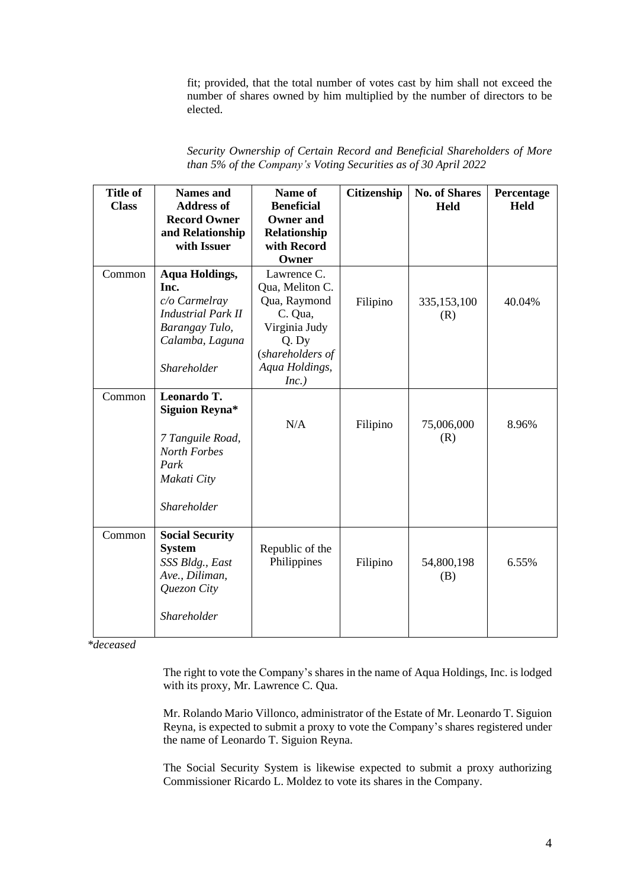fit; provided, that the total number of votes cast by him shall not exceed the number of shares owned by him multiplied by the number of directors to be elected.

*Security Ownership of Certain Record and Beneficial Shareholders of More than 5% of the Company's Voting Securities as of 30 April 2022*

| Title of Class | Names and Address of Record Owner and Relationship with Issuer | Name of Beneficial Owner and Relationship with Record Owner | Citizenship | No. of Shares Held | Percentage Held |
|---|---|---|---|---|---|
| Common | **Aqua Holdings, Inc.** *c/o Carmelray Industrial Park II Barangay Tulo, Calamba, Laguna* *Shareholder* | Lawrence C. Qua, Meliton C. Qua, Raymond C. Qua, Virginia Judy Q. Dy (*shareholders of Aqua Holdings, Inc.*) | Filipino | 335,153,100 (R) | 40.04% |
| Common | **Leonardo T. Siguion Reyna*** *7 Tanguile Road, North Forbes Park Makati City* *Shareholder* | N/A | Filipino | 75,006,000 (R) | 8.96% |
| Common | **Social Security System** *SSS Bldg., East Ave., Diliman, Quezon City* *Shareholder* | Republic of the Philippines | Filipino | 54,800,198 (B) | 6.55% |

*\*deceased*

The right to vote the Company's shares in the name of Aqua Holdings, Inc. is lodged with its proxy, Mr. Lawrence C. Qua.

Mr. Rolando Mario Villonco, administrator of the Estate of Mr. Leonardo T. Siguion Reyna, is expected to submit a proxy to vote the Company's shares registered under the name of Leonardo T. Siguion Reyna.

The Social Security System is likewise expected to submit a proxy authorizing Commissioner Ricardo L. Moldez to vote its shares in the Company.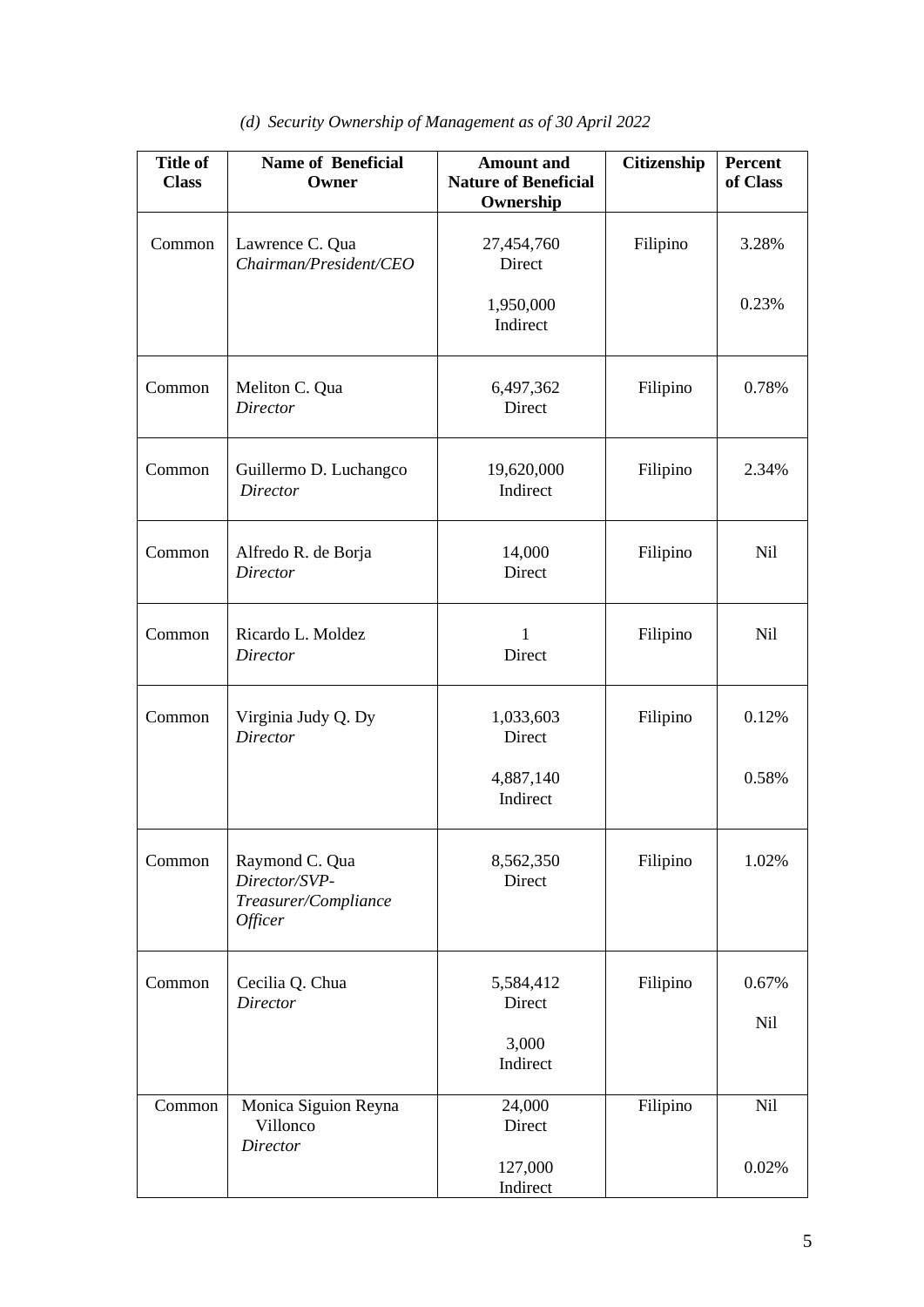*(d) Security Ownership of Management as of 30 April 2022*

| Title of Class | Name of Beneficial Owner | Amount and Nature of Beneficial Ownership | Citizenship | Percent of Class |
|---|---|---|---|---|
| Common | Lawrence C. Qua<br>*Chairman/President/CEO* | 27,454,760<br>Direct<br><br>1,950,000<br>Indirect | Filipino | 3.28%<br><br>0.23% |
| Common | Meliton C. Qua<br>*Director* | 6,497,362<br>Direct | Filipino | 0.78% |
| Common | Guillermo D. Luchangco<br>*Director* | 19,620,000<br>Indirect | Filipino | 2.34% |
| Common | Alfredo R. de Borja<br>*Director* | 14,000<br>Direct | Filipino | Nil |
| Common | Ricardo L. Moldez<br>*Director* | 1<br>Direct | Filipino | Nil |
| Common | Virginia Judy Q. Dy<br>*Director* | 1,033,603<br>Direct<br><br>4,887,140<br>Indirect | Filipino | 0.12%<br><br>0.58% |
| Common | Raymond C. Qua<br>*Director/SVP-Treasurer/Compliance Officer* | 8,562,350<br>Direct | Filipino | 1.02% |
| Common | Cecilia Q. Chua<br>*Director* | 5,584,412<br>Direct<br><br>3,000<br>Indirect | Filipino | 0.67%<br><br>Nil |
| Common | Monica Siguion Reyna Villonco<br>*Director* | 24,000<br>Direct<br><br>127,000<br>Indirect | Filipino | Nil<br><br>0.02% |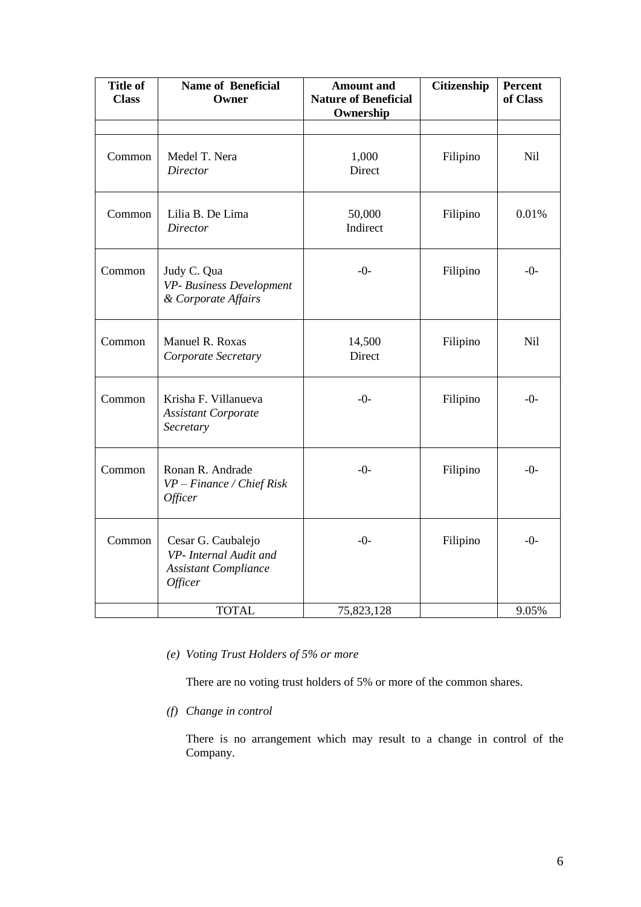| Title of Class | Name of Beneficial Owner | Amount and Nature of Beneficial Ownership | Citizenship | Percent of Class |
|---|---|---|---|---|
| | | | | |
| Common | Medel T. Nera<br>*Director* | 1,000<br>Direct | Filipino | Nil |
| Common | Lilia B. De Lima<br>*Director* | 50,000<br>Indirect | Filipino | 0.01% |
| Common | Judy C. Qua<br>*VP- Business Development & Corporate Affairs* | -0- | Filipino | -0- |
| Common | Manuel R. Roxas<br>*Corporate Secretary* | 14,500<br>Direct | Filipino | Nil |
| Common | Krisha F. Villanueva<br>*Assistant Corporate Secretary* | -0- | Filipino | -0- |
| Common | Ronan R. Andrade<br>*VP – Finance / Chief Risk Officer* | -0- | Filipino | -0- |
| Common | Cesar G. Caubalejo<br>*VP- Internal Audit and Assistant Compliance Officer* | -0- | Filipino | -0- |
| | TOTAL | 75,823,128 | | 9.05% |

*(e) Voting Trust Holders of 5% or more*

There are no voting trust holders of 5% or more of the common shares.

*(f) Change in control*

There is no arrangement which may result to a change in control of the Company.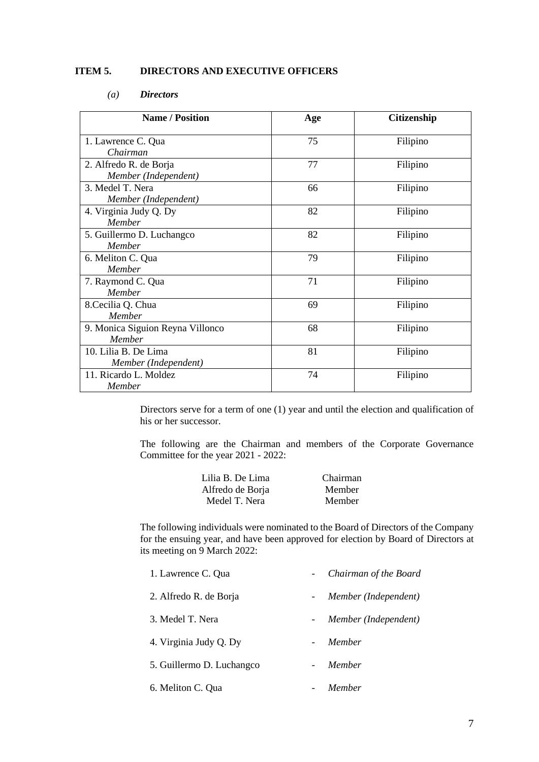**ITEM 5. DIRECTORS AND EXECUTIVE OFFICERS**

*(a) Directors*

| Name / Position | Age | Citizenship |
|---|---|---|
| 1. Lawrence C. Qua<br>*Chairman* | 75 | Filipino |
| 2. Alfredo R. de Borja<br>*Member (Independent)* | 77 | Filipino |
| 3. Medel T. Nera<br>*Member (Independent)* | 66 | Filipino |
| 4. Virginia Judy Q. Dy<br>*Member* | 82 | Filipino |
| 5. Guillermo D. Luchangco<br>*Member* | 82 | Filipino |
| 6. Meliton C. Qua<br>*Member* | 79 | Filipino |
| 7. Raymond C. Qua<br>*Member* | 71 | Filipino |
| 8.Cecilia Q. Chua<br>*Member* | 69 | Filipino |
| 9. Monica Siguion Reyna Villonco<br>*Member* | 68 | Filipino |
| 10. Lilia B. De Lima<br>*Member (Independent)* | 81 | Filipino |
| 11. Ricardo L. Moldez<br>*Member* | 74 | Filipino |

Directors serve for a term of one (1) year and until the election and qualification of his or her successor.

The following are the Chairman and members of the Corporate Governance Committee for the year 2021 - 2022:

| | |
|---|---|
| Lilia B. De Lima | Chairman |
| Alfredo de Borja | Member |
| Medel T. Nera | Member |

The following individuals were nominated to the Board of Directors of the Company for the ensuing year, and have been approved for election by Board of Directors at its meeting on 9 March 2022:

1. Lawrence C. Qua - *Chairman of the Board*
2. Alfredo R. de Borja - *Member (Independent)*
3. Medel T. Nera - *Member (Independent)*
4. Virginia Judy Q. Dy - *Member*
5. Guillermo D. Luchangco - *Member*
6. Meliton C. Qua - *Member*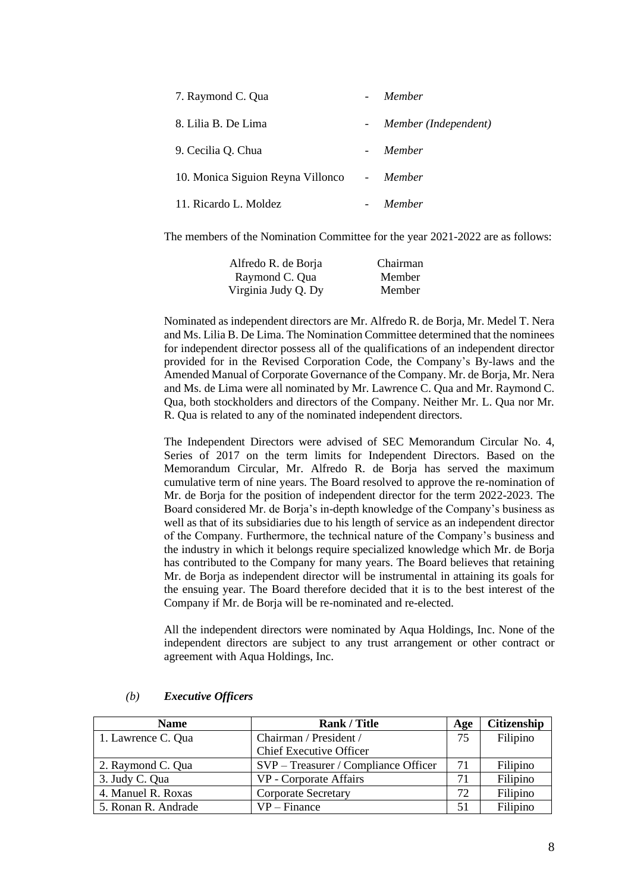| | | |
|---|---|---|
| 7. Raymond C. Qua | - | *Member* |
| 8. Lilia B. De Lima | - | *Member (Independent)* |
| 9. Cecilia Q. Chua | - | *Member* |
| 10. Monica Siguion Reyna Villonco | - | *Member* |
| 11. Ricardo L. Moldez | - | *Member* |

The members of the Nomination Committee for the year 2021-2022 are as follows:

| | |
|---|---|
| Alfredo R. de Borja | Chairman |
| Raymond C. Qua | Member |
| Virginia Judy Q. Dy | Member |

Nominated as independent directors are Mr. Alfredo R. de Borja, Mr. Medel T. Nera and Ms. Lilia B. De Lima. The Nomination Committee determined that the nominees for independent director possess all of the qualifications of an independent director provided for in the Revised Corporation Code, the Company's By-laws and the Amended Manual of Corporate Governance of the Company. Mr. de Borja, Mr. Nera and Ms. de Lima were all nominated by Mr. Lawrence C. Qua and Mr. Raymond C. Qua, both stockholders and directors of the Company. Neither Mr. L. Qua nor Mr. R. Qua is related to any of the nominated independent directors.

The Independent Directors were advised of SEC Memorandum Circular No. 4, Series of 2017 on the term limits for Independent Directors. Based on the Memorandum Circular, Mr. Alfredo R. de Borja has served the maximum cumulative term of nine years. The Board resolved to approve the re-nomination of Mr. de Borja for the position of independent director for the term 2022-2023. The Board considered Mr. de Borja's in-depth knowledge of the Company's business as well as that of its subsidiaries due to his length of service as an independent director of the Company. Furthermore, the technical nature of the Company's business and the industry in which it belongs require specialized knowledge which Mr. de Borja has contributed to the Company for many years. The Board believes that retaining Mr. de Borja as independent director will be instrumental in attaining its goals for the ensuing year. The Board therefore decided that it is to the best interest of the Company if Mr. de Borja will be re-nominated and re-elected.

All the independent directors were nominated by Aqua Holdings, Inc. None of the independent directors are subject to any trust arrangement or other contract or agreement with Aqua Holdings, Inc.

*(b)* ***Executive Officers***

| Name | Rank / Title | Age | Citizenship |
|---|---|---|---|
| 1. Lawrence C. Qua | Chairman / President / Chief Executive Officer | 75 | Filipino |
| 2. Raymond C. Qua | SVP – Treasurer / Compliance Officer | 71 | Filipino |
| 3. Judy C. Qua | VP - Corporate Affairs | 71 | Filipino |
| 4. Manuel R. Roxas | Corporate Secretary | 72 | Filipino |
| 5. Ronan R. Andrade | VP – Finance | 51 | Filipino |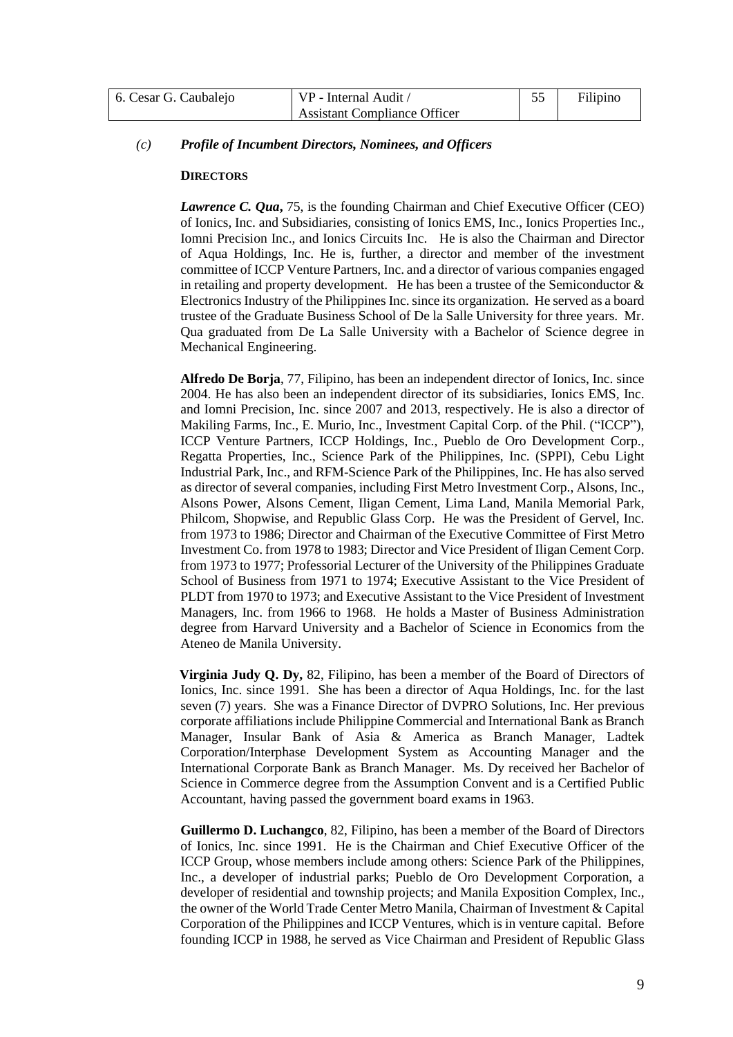| 6. Cesar G. Caubalejo | VP - Internal Audit / Assistant Compliance Officer | 55 | Filipino |
|---|---|---|---|

*(c)* ***Profile of Incumbent Directors, Nominees, and Officers***

**DIRECTORS**

***Lawrence C. Qua*****,** 75, is the founding Chairman and Chief Executive Officer (CEO) of Ionics, Inc. and Subsidiaries, consisting of Ionics EMS, Inc., Ionics Properties Inc., Iomni Precision Inc., and Ionics Circuits Inc. He is also the Chairman and Director of Aqua Holdings, Inc. He is, further, a director and member of the investment committee of ICCP Venture Partners, Inc. and a director of various companies engaged in retailing and property development. He has been a trustee of the Semiconductor & Electronics Industry of the Philippines Inc. since its organization. He served as a board trustee of the Graduate Business School of De la Salle University for three years. Mr. Qua graduated from De La Salle University with a Bachelor of Science degree in Mechanical Engineering.

**Alfredo De Borja**, 77, Filipino, has been an independent director of Ionics, Inc. since 2004. He has also been an independent director of its subsidiaries, Ionics EMS, Inc. and Iomni Precision, Inc. since 2007 and 2013, respectively. He is also a director of Makiling Farms, Inc., E. Murio, Inc., Investment Capital Corp. of the Phil. ("ICCP"), ICCP Venture Partners, ICCP Holdings, Inc., Pueblo de Oro Development Corp., Regatta Properties, Inc., Science Park of the Philippines, Inc. (SPPI), Cebu Light Industrial Park, Inc., and RFM-Science Park of the Philippines, Inc. He has also served as director of several companies, including First Metro Investment Corp., Alsons, Inc., Alsons Power, Alsons Cement, Iligan Cement, Lima Land, Manila Memorial Park, Philcom, Shopwise, and Republic Glass Corp. He was the President of Gervel, Inc. from 1973 to 1986; Director and Chairman of the Executive Committee of First Metro Investment Co. from 1978 to 1983; Director and Vice President of Iligan Cement Corp. from 1973 to 1977; Professorial Lecturer of the University of the Philippines Graduate School of Business from 1971 to 1974; Executive Assistant to the Vice President of PLDT from 1970 to 1973; and Executive Assistant to the Vice President of Investment Managers, Inc. from 1966 to 1968. He holds a Master of Business Administration degree from Harvard University and a Bachelor of Science in Economics from the Ateneo de Manila University.

**Virginia Judy Q. Dy,** 82, Filipino, has been a member of the Board of Directors of Ionics, Inc. since 1991. She has been a director of Aqua Holdings, Inc. for the last seven (7) years. She was a Finance Director of DVPRO Solutions, Inc. Her previous corporate affiliations include Philippine Commercial and International Bank as Branch Manager, Insular Bank of Asia & America as Branch Manager, Ladtek Corporation/Interphase Development System as Accounting Manager and the International Corporate Bank as Branch Manager. Ms. Dy received her Bachelor of Science in Commerce degree from the Assumption Convent and is a Certified Public Accountant, having passed the government board exams in 1963.

**Guillermo D. Luchangco**, 82, Filipino, has been a member of the Board of Directors of Ionics, Inc. since 1991. He is the Chairman and Chief Executive Officer of the ICCP Group, whose members include among others: Science Park of the Philippines, Inc., a developer of industrial parks; Pueblo de Oro Development Corporation, a developer of residential and township projects; and Manila Exposition Complex, Inc., the owner of the World Trade Center Metro Manila, Chairman of Investment & Capital Corporation of the Philippines and ICCP Ventures, which is in venture capital. Before founding ICCP in 1988, he served as Vice Chairman and President of Republic Glass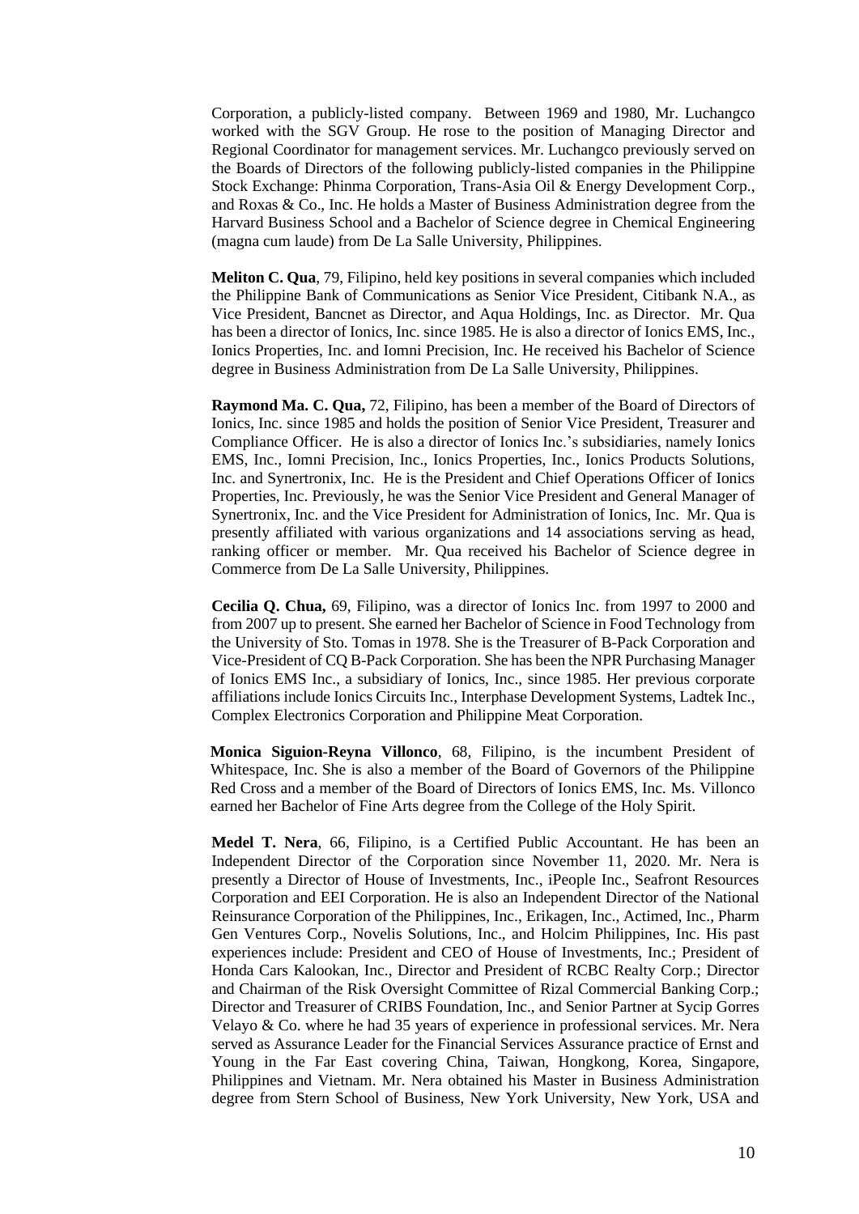Corporation, a publicly-listed company. Between 1969 and 1980, Mr. Luchangco worked with the SGV Group. He rose to the position of Managing Director and Regional Coordinator for management services. Mr. Luchangco previously served on the Boards of Directors of the following publicly-listed companies in the Philippine Stock Exchange: Phinma Corporation, Trans-Asia Oil & Energy Development Corp., and Roxas & Co., Inc. He holds a Master of Business Administration degree from the Harvard Business School and a Bachelor of Science degree in Chemical Engineering (magna cum laude) from De La Salle University, Philippines.

**Meliton C. Qua**, 79, Filipino, held key positions in several companies which included the Philippine Bank of Communications as Senior Vice President, Citibank N.A., as Vice President, Bancnet as Director, and Aqua Holdings, Inc. as Director. Mr. Qua has been a director of Ionics, Inc. since 1985. He is also a director of Ionics EMS, Inc., Ionics Properties, Inc. and Iomni Precision, Inc. He received his Bachelor of Science degree in Business Administration from De La Salle University, Philippines.

**Raymond Ma. C. Qua,** 72, Filipino, has been a member of the Board of Directors of Ionics, Inc. since 1985 and holds the position of Senior Vice President, Treasurer and Compliance Officer. He is also a director of Ionics Inc.'s subsidiaries, namely Ionics EMS, Inc., Iomni Precision, Inc., Ionics Properties, Inc., Ionics Products Solutions, Inc. and Synertronix, Inc. He is the President and Chief Operations Officer of Ionics Properties, Inc. Previously, he was the Senior Vice President and General Manager of Synertronix, Inc. and the Vice President for Administration of Ionics, Inc. Mr. Qua is presently affiliated with various organizations and 14 associations serving as head, ranking officer or member. Mr. Qua received his Bachelor of Science degree in Commerce from De La Salle University, Philippines.

**Cecilia Q. Chua,** 69, Filipino, was a director of Ionics Inc. from 1997 to 2000 and from 2007 up to present. She earned her Bachelor of Science in Food Technology from the University of Sto. Tomas in 1978. She is the Treasurer of B-Pack Corporation and Vice-President of CQ B-Pack Corporation. She has been the NPR Purchasing Manager of Ionics EMS Inc., a subsidiary of Ionics, Inc., since 1985. Her previous corporate affiliations include Ionics Circuits Inc., Interphase Development Systems, Ladtek Inc., Complex Electronics Corporation and Philippine Meat Corporation.

**Monica Siguion-Reyna Villonco**, 68, Filipino, is the incumbent President of Whitespace, Inc. She is also a member of the Board of Governors of the Philippine Red Cross and a member of the Board of Directors of Ionics EMS, Inc. Ms. Villonco earned her Bachelor of Fine Arts degree from the College of the Holy Spirit.

**Medel T. Nera**, 66, Filipino, is a Certified Public Accountant. He has been an Independent Director of the Corporation since November 11, 2020. Mr. Nera is presently a Director of House of Investments, Inc., iPeople Inc., Seafront Resources Corporation and EEI Corporation. He is also an Independent Director of the National Reinsurance Corporation of the Philippines, Inc., Erikagen, Inc., Actimed, Inc., Pharm Gen Ventures Corp., Novelis Solutions, Inc., and Holcim Philippines, Inc. His past experiences include: President and CEO of House of Investments, Inc.; President of Honda Cars Kalookan, Inc., Director and President of RCBC Realty Corp.; Director and Chairman of the Risk Oversight Committee of Rizal Commercial Banking Corp.; Director and Treasurer of CRIBS Foundation, Inc., and Senior Partner at Sycip Gorres Velayo & Co. where he had 35 years of experience in professional services. Mr. Nera served as Assurance Leader for the Financial Services Assurance practice of Ernst and Young in the Far East covering China, Taiwan, Hongkong, Korea, Singapore, Philippines and Vietnam. Mr. Nera obtained his Master in Business Administration degree from Stern School of Business, New York University, New York, USA and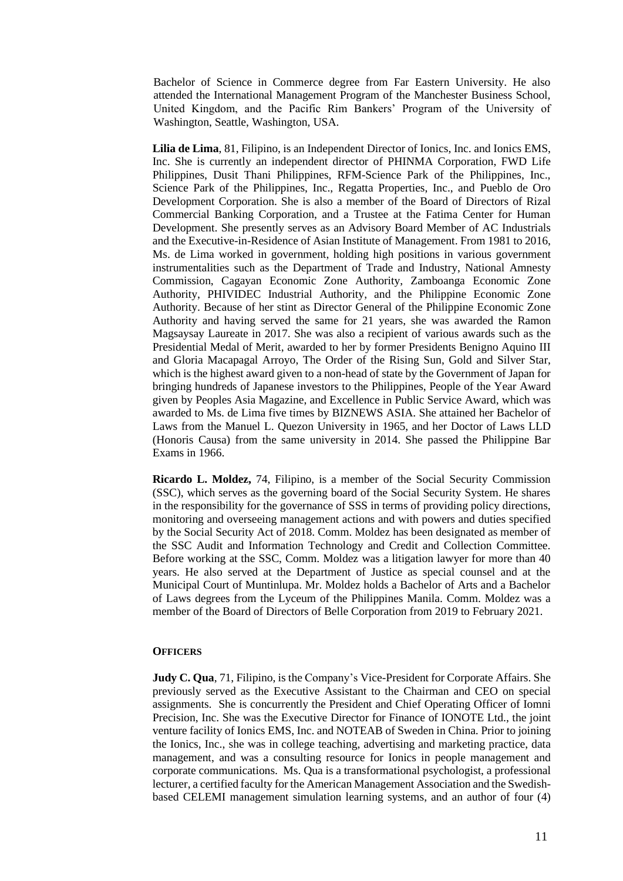Bachelor of Science in Commerce degree from Far Eastern University. He also attended the International Management Program of the Manchester Business School, United Kingdom, and the Pacific Rim Bankers' Program of the University of Washington, Seattle, Washington, USA.

**Lilia de Lima**, 81, Filipino, is an Independent Director of Ionics, Inc. and Ionics EMS, Inc. She is currently an independent director of PHINMA Corporation, FWD Life Philippines, Dusit Thani Philippines, RFM-Science Park of the Philippines, Inc., Science Park of the Philippines, Inc., Regatta Properties, Inc., and Pueblo de Oro Development Corporation. She is also a member of the Board of Directors of Rizal Commercial Banking Corporation, and a Trustee at the Fatima Center for Human Development. She presently serves as an Advisory Board Member of AC Industrials and the Executive-in-Residence of Asian Institute of Management. From 1981 to 2016, Ms. de Lima worked in government, holding high positions in various government instrumentalities such as the Department of Trade and Industry, National Amnesty Commission, Cagayan Economic Zone Authority, Zamboanga Economic Zone Authority, PHIVIDEC Industrial Authority, and the Philippine Economic Zone Authority. Because of her stint as Director General of the Philippine Economic Zone Authority and having served the same for 21 years, she was awarded the Ramon Magsaysay Laureate in 2017. She was also a recipient of various awards such as the Presidential Medal of Merit, awarded to her by former Presidents Benigno Aquino III and Gloria Macapagal Arroyo, The Order of the Rising Sun, Gold and Silver Star, which is the highest award given to a non-head of state by the Government of Japan for bringing hundreds of Japanese investors to the Philippines, People of the Year Award given by Peoples Asia Magazine, and Excellence in Public Service Award, which was awarded to Ms. de Lima five times by BIZNEWS ASIA. She attained her Bachelor of Laws from the Manuel L. Quezon University in 1965, and her Doctor of Laws LLD (Honoris Causa) from the same university in 2014. She passed the Philippine Bar Exams in 1966.

**Ricardo L. Moldez,** 74, Filipino, is a member of the Social Security Commission (SSC), which serves as the governing board of the Social Security System. He shares in the responsibility for the governance of SSS in terms of providing policy directions, monitoring and overseeing management actions and with powers and duties specified by the Social Security Act of 2018. Comm. Moldez has been designated as member of the SSC Audit and Information Technology and Credit and Collection Committee. Before working at the SSC, Comm. Moldez was a litigation lawyer for more than 40 years. He also served at the Department of Justice as special counsel and at the Municipal Court of Muntinlupa. Mr. Moldez holds a Bachelor of Arts and a Bachelor of Laws degrees from the Lyceum of the Philippines Manila. Comm. Moldez was a member of the Board of Directors of Belle Corporation from 2019 to February 2021.

**OFFICERS**

**Judy C. Qua**, 71, Filipino, is the Company's Vice-President for Corporate Affairs. She previously served as the Executive Assistant to the Chairman and CEO on special assignments. She is concurrently the President and Chief Operating Officer of Iomni Precision, Inc. She was the Executive Director for Finance of IONOTE Ltd., the joint venture facility of Ionics EMS, Inc. and NOTEAB of Sweden in China. Prior to joining the Ionics, Inc., she was in college teaching, advertising and marketing practice, data management, and was a consulting resource for Ionics in people management and corporate communications. Ms. Qua is a transformational psychologist, a professional lecturer, a certified faculty for the American Management Association and the Swedish-based CELEMI management simulation learning systems, and an author of four (4)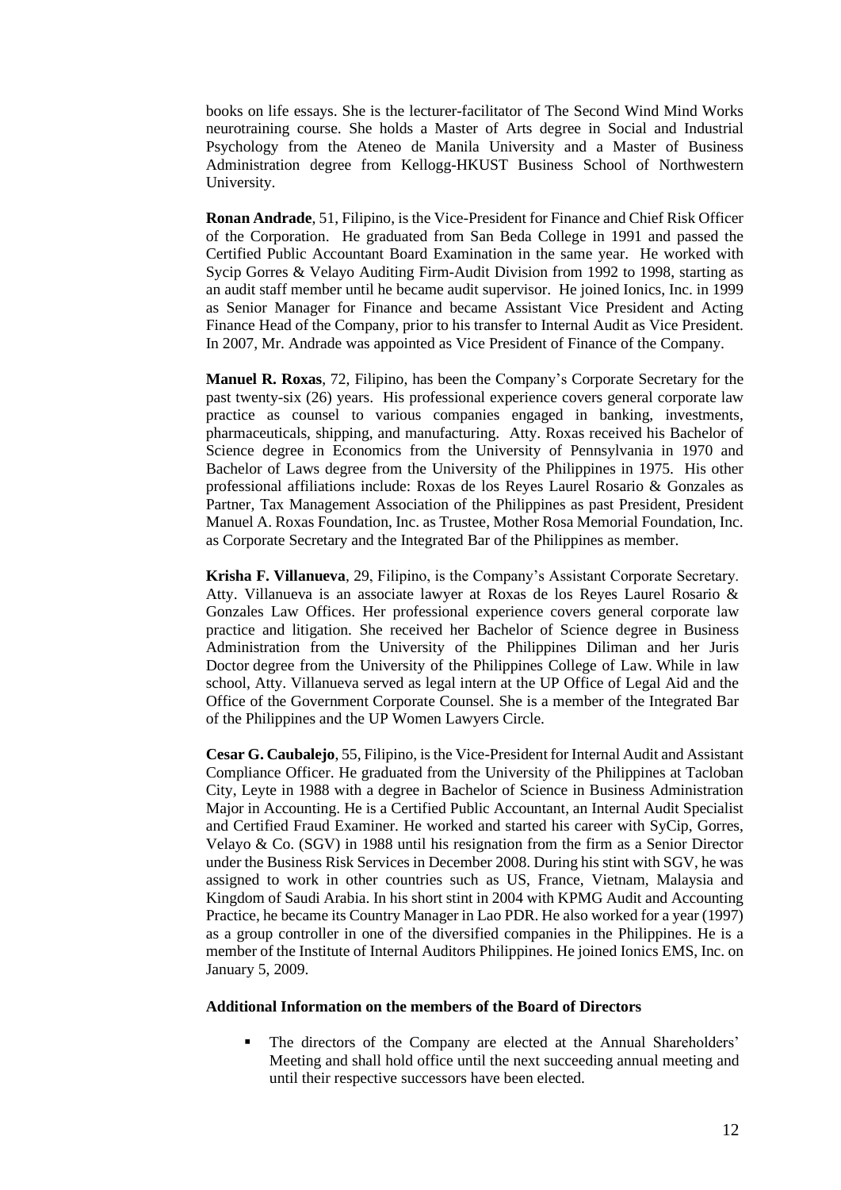books on life essays. She is the lecturer-facilitator of The Second Wind Mind Works neurotraining course. She holds a Master of Arts degree in Social and Industrial Psychology from the Ateneo de Manila University and a Master of Business Administration degree from Kellogg-HKUST Business School of Northwestern University.

**Ronan Andrade**, 51, Filipino, is the Vice-President for Finance and Chief Risk Officer of the Corporation. He graduated from San Beda College in 1991 and passed the Certified Public Accountant Board Examination in the same year. He worked with Sycip Gorres & Velayo Auditing Firm-Audit Division from 1992 to 1998, starting as an audit staff member until he became audit supervisor. He joined Ionics, Inc. in 1999 as Senior Manager for Finance and became Assistant Vice President and Acting Finance Head of the Company, prior to his transfer to Internal Audit as Vice President. In 2007, Mr. Andrade was appointed as Vice President of Finance of the Company.

**Manuel R. Roxas**, 72, Filipino, has been the Company's Corporate Secretary for the past twenty-six (26) years. His professional experience covers general corporate law practice as counsel to various companies engaged in banking, investments, pharmaceuticals, shipping, and manufacturing. Atty. Roxas received his Bachelor of Science degree in Economics from the University of Pennsylvania in 1970 and Bachelor of Laws degree from the University of the Philippines in 1975. His other professional affiliations include: Roxas de los Reyes Laurel Rosario & Gonzales as Partner, Tax Management Association of the Philippines as past President, President Manuel A. Roxas Foundation, Inc. as Trustee, Mother Rosa Memorial Foundation, Inc. as Corporate Secretary and the Integrated Bar of the Philippines as member.

**Krisha F. Villanueva**, 29, Filipino, is the Company's Assistant Corporate Secretary. Atty. Villanueva is an associate lawyer at Roxas de los Reyes Laurel Rosario & Gonzales Law Offices. Her professional experience covers general corporate law practice and litigation. She received her Bachelor of Science degree in Business Administration from the University of the Philippines Diliman and her Juris Doctor degree from the University of the Philippines College of Law. While in law school, Atty. Villanueva served as legal intern at the UP Office of Legal Aid and the Office of the Government Corporate Counsel. She is a member of the Integrated Bar of the Philippines and the UP Women Lawyers Circle.

**Cesar G. Caubalejo**, 55, Filipino, is the Vice-President for Internal Audit and Assistant Compliance Officer. He graduated from the University of the Philippines at Tacloban City, Leyte in 1988 with a degree in Bachelor of Science in Business Administration Major in Accounting. He is a Certified Public Accountant, an Internal Audit Specialist and Certified Fraud Examiner. He worked and started his career with SyCip, Gorres, Velayo & Co. (SGV) in 1988 until his resignation from the firm as a Senior Director under the Business Risk Services in December 2008. During his stint with SGV, he was assigned to work in other countries such as US, France, Vietnam, Malaysia and Kingdom of Saudi Arabia. In his short stint in 2004 with KPMG Audit and Accounting Practice, he became its Country Manager in Lao PDR. He also worked for a year (1997) as a group controller in one of the diversified companies in the Philippines. He is a member of the Institute of Internal Auditors Philippines. He joined Ionics EMS, Inc. on January 5, 2009.

**Additional Information on the members of the Board of Directors**

- The directors of the Company are elected at the Annual Shareholders' Meeting and shall hold office until the next succeeding annual meeting and until their respective successors have been elected.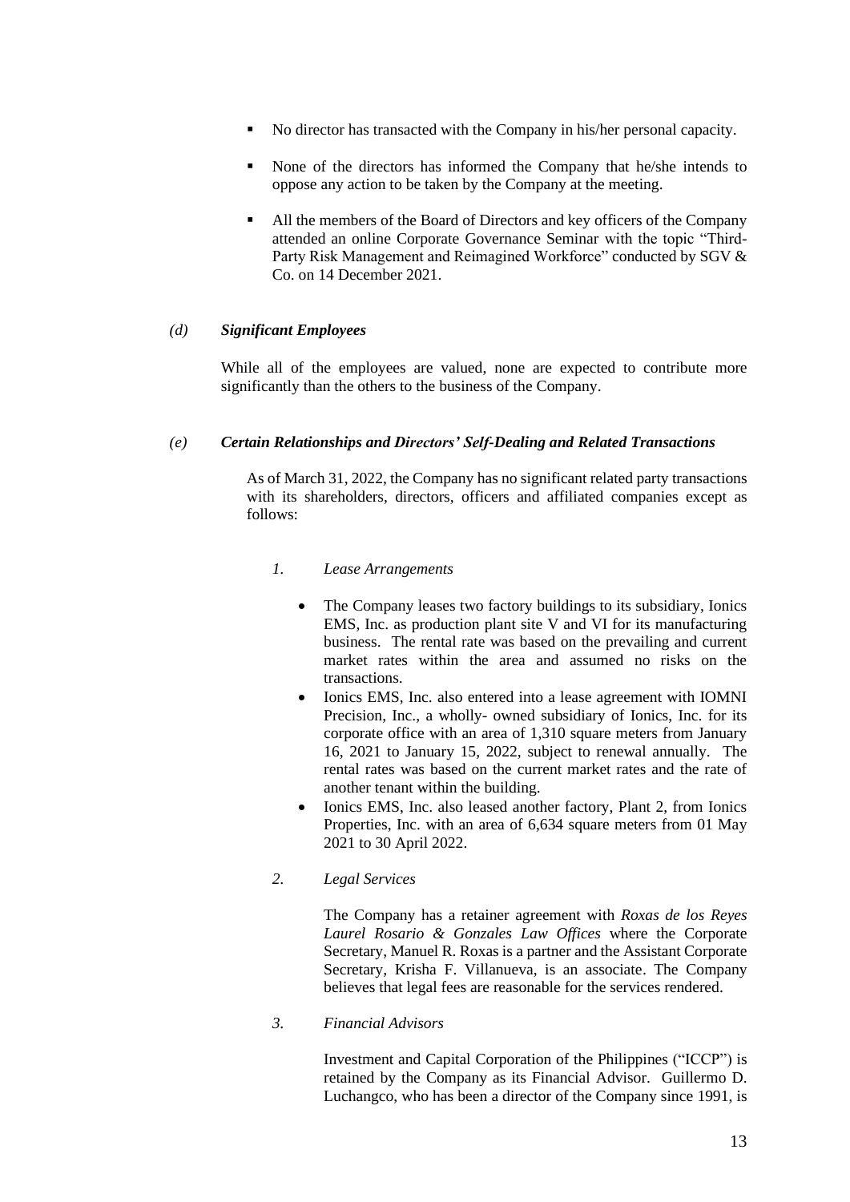- No director has transacted with the Company in his/her personal capacity.

- None of the directors has informed the Company that he/she intends to oppose any action to be taken by the Company at the meeting.

- All the members of the Board of Directors and key officers of the Company attended an online Corporate Governance Seminar with the topic "Third-Party Risk Management and Reimagined Workforce" conducted by SGV & Co. on 14 December 2021.

### *(d) Significant Employees*

While all of the employees are valued, none are expected to contribute more significantly than the others to the business of the Company.

### *(e) Certain Relationships and Directors' Self-Dealing and Related Transactions*

As of March 31, 2022, the Company has no significant related party transactions with its shareholders, directors, officers and affiliated companies except as follows:

*1. Lease Arrangements*

- The Company leases two factory buildings to its subsidiary, Ionics EMS, Inc. as production plant site V and VI for its manufacturing business. The rental rate was based on the prevailing and current market rates within the area and assumed no risks on the transactions.
- Ionics EMS, Inc. also entered into a lease agreement with IOMNI Precision, Inc., a wholly- owned subsidiary of Ionics, Inc. for its corporate office with an area of 1,310 square meters from January 16, 2021 to January 15, 2022, subject to renewal annually. The rental rates was based on the current market rates and the rate of another tenant within the building.
- Ionics EMS, Inc. also leased another factory, Plant 2, from Ionics Properties, Inc. with an area of 6,634 square meters from 01 May 2021 to 30 April 2022.

*2. Legal Services*

The Company has a retainer agreement with *Roxas de los Reyes Laurel Rosario & Gonzales Law Offices* where the Corporate Secretary, Manuel R. Roxas is a partner and the Assistant Corporate Secretary, Krisha F. Villanueva, is an associate. The Company believes that legal fees are reasonable for the services rendered.

*3. Financial Advisors*

Investment and Capital Corporation of the Philippines ("ICCP") is retained by the Company as its Financial Advisor. Guillermo D. Luchangco, who has been a director of the Company since 1991, is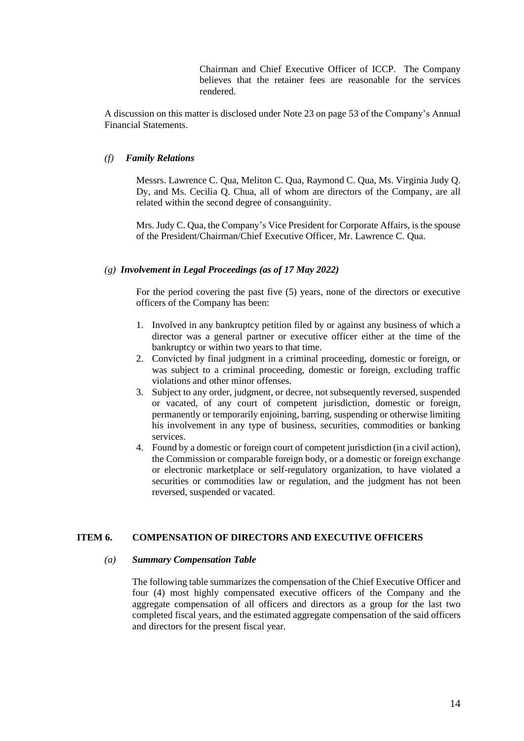Chairman and Chief Executive Officer of ICCP. The Company believes that the retainer fees are reasonable for the services rendered.

A discussion on this matter is disclosed under Note 23 on page 53 of the Company's Annual Financial Statements.

*(f)* ***Family Relations***

Messrs. Lawrence C. Qua, Meliton C. Qua, Raymond C. Qua, Ms. Virginia Judy Q. Dy, and Ms. Cecilia Q. Chua, all of whom are directors of the Company, are all related within the second degree of consanguinity.

Mrs. Judy C. Qua, the Company's Vice President for Corporate Affairs, is the spouse of the President/Chairman/Chief Executive Officer, Mr. Lawrence C. Qua.

*(g)* ***Involvement in Legal Proceedings (as of 17 May 2022)***

For the period covering the past five (5) years, none of the directors or executive officers of the Company has been:

1. Involved in any bankruptcy petition filed by or against any business of which a director was a general partner or executive officer either at the time of the bankruptcy or within two years to that time.
2. Convicted by final judgment in a criminal proceeding, domestic or foreign, or was subject to a criminal proceeding, domestic or foreign, excluding traffic violations and other minor offenses.
3. Subject to any order, judgment, or decree, not subsequently reversed, suspended or vacated, of any court of competent jurisdiction, domestic or foreign, permanently or temporarily enjoining, barring, suspending or otherwise limiting his involvement in any type of business, securities, commodities or banking services.
4. Found by a domestic or foreign court of competent jurisdiction (in a civil action), the Commission or comparable foreign body, or a domestic or foreign exchange or electronic marketplace or self-regulatory organization, to have violated a securities or commodities law or regulation, and the judgment has not been reversed, suspended or vacated.

## ITEM 6. COMPENSATION OF DIRECTORS AND EXECUTIVE OFFICERS

*(a)* ***Summary Compensation Table***

The following table summarizes the compensation of the Chief Executive Officer and four (4) most highly compensated executive officers of the Company and the aggregate compensation of all officers and directors as a group for the last two completed fiscal years, and the estimated aggregate compensation of the said officers and directors for the present fiscal year.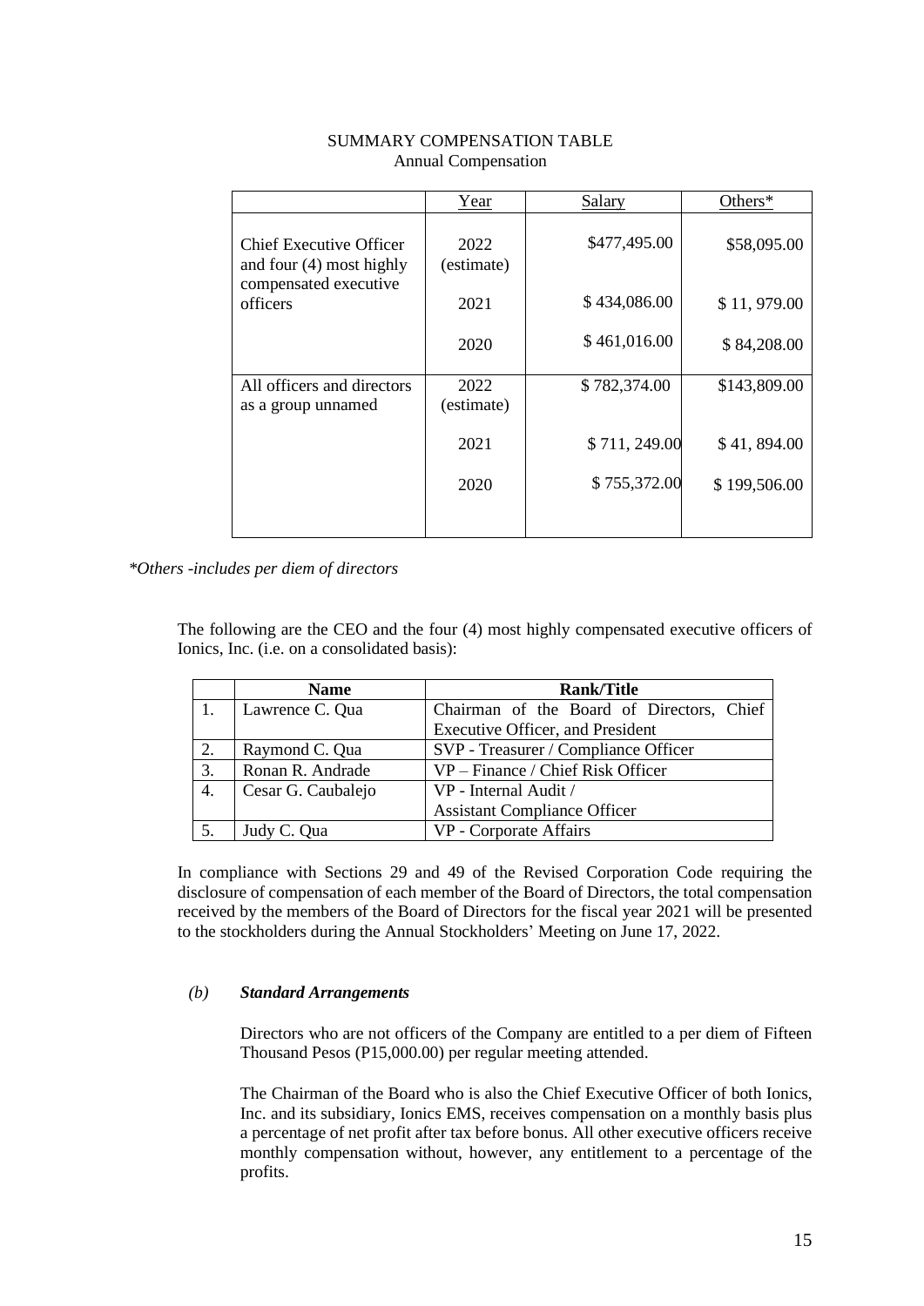SUMMARY COMPENSATION TABLE
Annual Compensation

| | Year | Salary | Others* |
|---|---|---|---|
| Chief Executive Officer and four (4) most highly compensated executive officers | 2022 (estimate) | $477,495.00 | $58,095.00 |
| | 2021 | $ 434,086.00 | $ 11, 979.00 |
| | 2020 | $ 461,016.00 | $ 84,208.00 |
| All officers and directors as a group unnamed | 2022 (estimate) | $ 782,374.00 | $143,809.00 |
| | 2021 | $ 711, 249.00 | $ 41, 894.00 |
| | 2020 | $ 755,372.00 | $ 199,506.00 |

*\*Others -includes per diem of directors*

The following are the CEO and the four (4) most highly compensated executive officers of Ionics, Inc. (i.e. on a consolidated basis):

| | Name | Rank/Title |
|---|---|---|
| 1. | Lawrence C. Qua | Chairman of the Board of Directors, Chief Executive Officer, and President |
| 2. | Raymond C. Qua | SVP - Treasurer / Compliance Officer |
| 3. | Ronan R. Andrade | VP – Finance / Chief Risk Officer |
| 4. | Cesar G. Caubalejo | VP - Internal Audit / Assistant Compliance Officer |
| 5. | Judy C. Qua | VP - Corporate Affairs |

In compliance with Sections 29 and 49 of the Revised Corporation Code requiring the disclosure of compensation of each member of the Board of Directors, the total compensation received by the members of the Board of Directors for the fiscal year 2021 will be presented to the stockholders during the Annual Stockholders' Meeting on June 17, 2022.

*(b)* ***Standard Arrangements***

Directors who are not officers of the Company are entitled to a per diem of Fifteen Thousand Pesos (P15,000.00) per regular meeting attended.

The Chairman of the Board who is also the Chief Executive Officer of both Ionics, Inc. and its subsidiary, Ionics EMS, receives compensation on a monthly basis plus a percentage of net profit after tax before bonus. All other executive officers receive monthly compensation without, however, any entitlement to a percentage of the profits.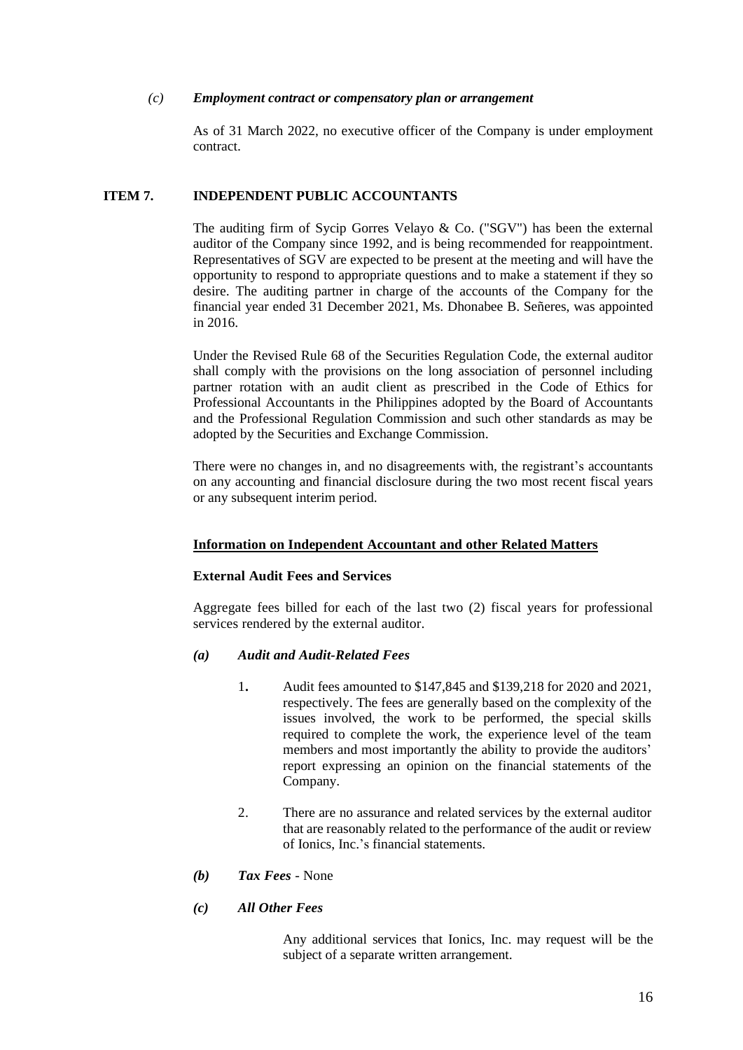*(c) Employment contract or compensatory plan or arrangement*

As of 31 March 2022, no executive officer of the Company is under employment contract.

## ITEM 7. INDEPENDENT PUBLIC ACCOUNTANTS

The auditing firm of Sycip Gorres Velayo & Co. ("SGV") has been the external auditor of the Company since 1992, and is being recommended for reappointment. Representatives of SGV are expected to be present at the meeting and will have the opportunity to respond to appropriate questions and to make a statement if they so desire. The auditing partner in charge of the accounts of the Company for the financial year ended 31 December 2021, Ms. Dhonabee B. Señeres, was appointed in 2016.

Under the Revised Rule 68 of the Securities Regulation Code, the external auditor shall comply with the provisions on the long association of personnel including partner rotation with an audit client as prescribed in the Code of Ethics for Professional Accountants in the Philippines adopted by the Board of Accountants and the Professional Regulation Commission and such other standards as may be adopted by the Securities and Exchange Commission.

There were no changes in, and no disagreements with, the registrant's accountants on any accounting and financial disclosure during the two most recent fiscal years or any subsequent interim period.

**Information on Independent Accountant and other Related Matters**

**External Audit Fees and Services**

Aggregate fees billed for each of the last two (2) fiscal years for professional services rendered by the external auditor.

***(a) Audit and Audit-Related Fees***

1. Audit fees amounted to $147,845 and $139,218 for 2020 and 2021, respectively. The fees are generally based on the complexity of the issues involved, the work to be performed, the special skills required to complete the work, the experience level of the team members and most importantly the ability to provide the auditors' report expressing an opinion on the financial statements of the Company.

2. There are no assurance and related services by the external auditor that are reasonably related to the performance of the audit or review of Ionics, Inc.'s financial statements.

***(b) Tax Fees*** - None

***(c) All Other Fees***

Any additional services that Ionics, Inc. may request will be the subject of a separate written arrangement.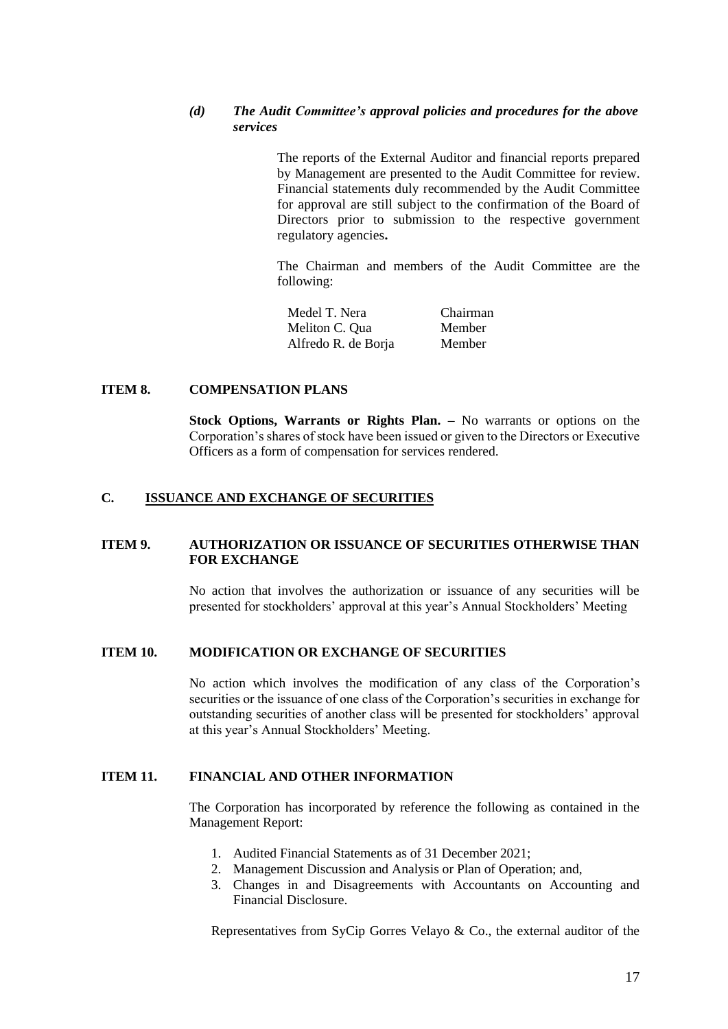***(d) The Audit Committee's approval policies and procedures for the above services***

The reports of the External Auditor and financial reports prepared by Management are presented to the Audit Committee for review. Financial statements duly recommended by the Audit Committee for approval are still subject to the confirmation of the Board of Directors prior to submission to the respective government regulatory agencies**.**

The Chairman and members of the Audit Committee are the following:

| | |
|---|---|
| Medel T. Nera | Chairman |
| Meliton C. Qua | Member |
| Alfredo R. de Borja | Member |

## ITEM 8. COMPENSATION PLANS

**Stock Options, Warrants or Rights Plan. –** No warrants or options on the Corporation's shares of stock have been issued or given to the Directors or Executive Officers as a form of compensation for services rendered.

## C. <u>ISSUANCE AND EXCHANGE OF SECURITIES</u>

## ITEM 9. AUTHORIZATION OR ISSUANCE OF SECURITIES OTHERWISE THAN FOR EXCHANGE

No action that involves the authorization or issuance of any securities will be presented for stockholders' approval at this year's Annual Stockholders' Meeting

## ITEM 10. MODIFICATION OR EXCHANGE OF SECURITIES

No action which involves the modification of any class of the Corporation's securities or the issuance of one class of the Corporation's securities in exchange for outstanding securities of another class will be presented for stockholders' approval at this year's Annual Stockholders' Meeting.

## ITEM 11. FINANCIAL AND OTHER INFORMATION

The Corporation has incorporated by reference the following as contained in the Management Report:

1. Audited Financial Statements as of 31 December 2021;
2. Management Discussion and Analysis or Plan of Operation; and,
3. Changes in and Disagreements with Accountants on Accounting and Financial Disclosure.

Representatives from SyCip Gorres Velayo & Co., the external auditor of the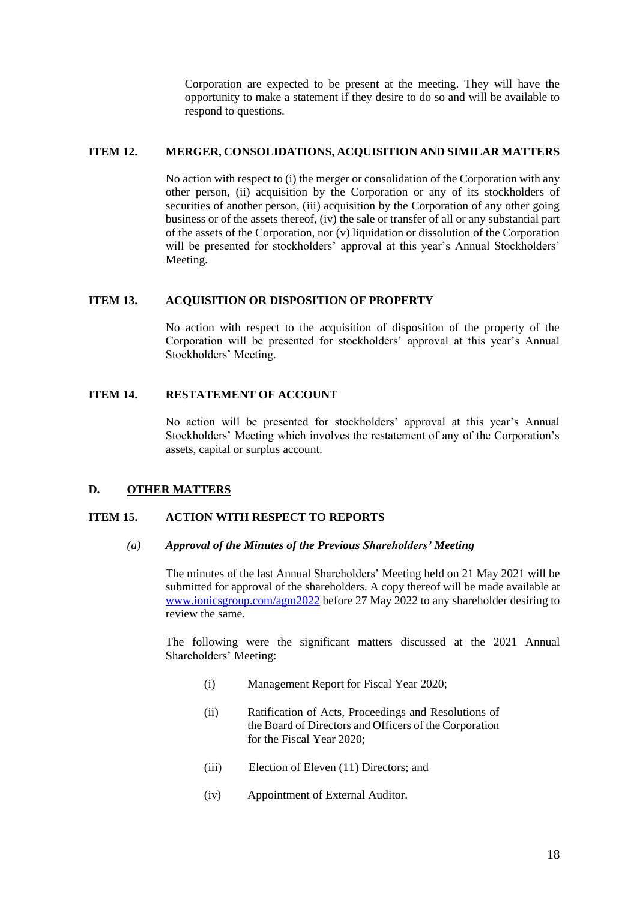Corporation are expected to be present at the meeting. They will have the opportunity to make a statement if they desire to do so and will be available to respond to questions.

### ITEM 12. MERGER, CONSOLIDATIONS, ACQUISITION AND SIMILAR MATTERS

No action with respect to (i) the merger or consolidation of the Corporation with any other person, (ii) acquisition by the Corporation or any of its stockholders of securities of another person, (iii) acquisition by the Corporation of any other going business or of the assets thereof, (iv) the sale or transfer of all or any substantial part of the assets of the Corporation, nor (v) liquidation or dissolution of the Corporation will be presented for stockholders' approval at this year's Annual Stockholders' Meeting.

### ITEM 13. ACQUISITION OR DISPOSITION OF PROPERTY

No action with respect to the acquisition of disposition of the property of the Corporation will be presented for stockholders' approval at this year's Annual Stockholders' Meeting.

### ITEM 14. RESTATEMENT OF ACCOUNT

No action will be presented for stockholders' approval at this year's Annual Stockholders' Meeting which involves the restatement of any of the Corporation's assets, capital or surplus account.

## D. <u>OTHER MATTERS</u>

### ITEM 15. ACTION WITH RESPECT TO REPORTS

*(a) **Approval of the Minutes of the Previous Shareholders' Meeting***

The minutes of the last Annual Shareholders' Meeting held on 21 May 2021 will be submitted for approval of the shareholders. A copy thereof will be made available at www.ionicsgroup.com/agm2022 before 27 May 2022 to any shareholder desiring to review the same.

The following were the significant matters discussed at the 2021 Annual Shareholders' Meeting:

(i) Management Report for Fiscal Year 2020;

(ii) Ratification of Acts, Proceedings and Resolutions of the Board of Directors and Officers of the Corporation for the Fiscal Year 2020;

(iii) Election of Eleven (11) Directors; and

(iv) Appointment of External Auditor.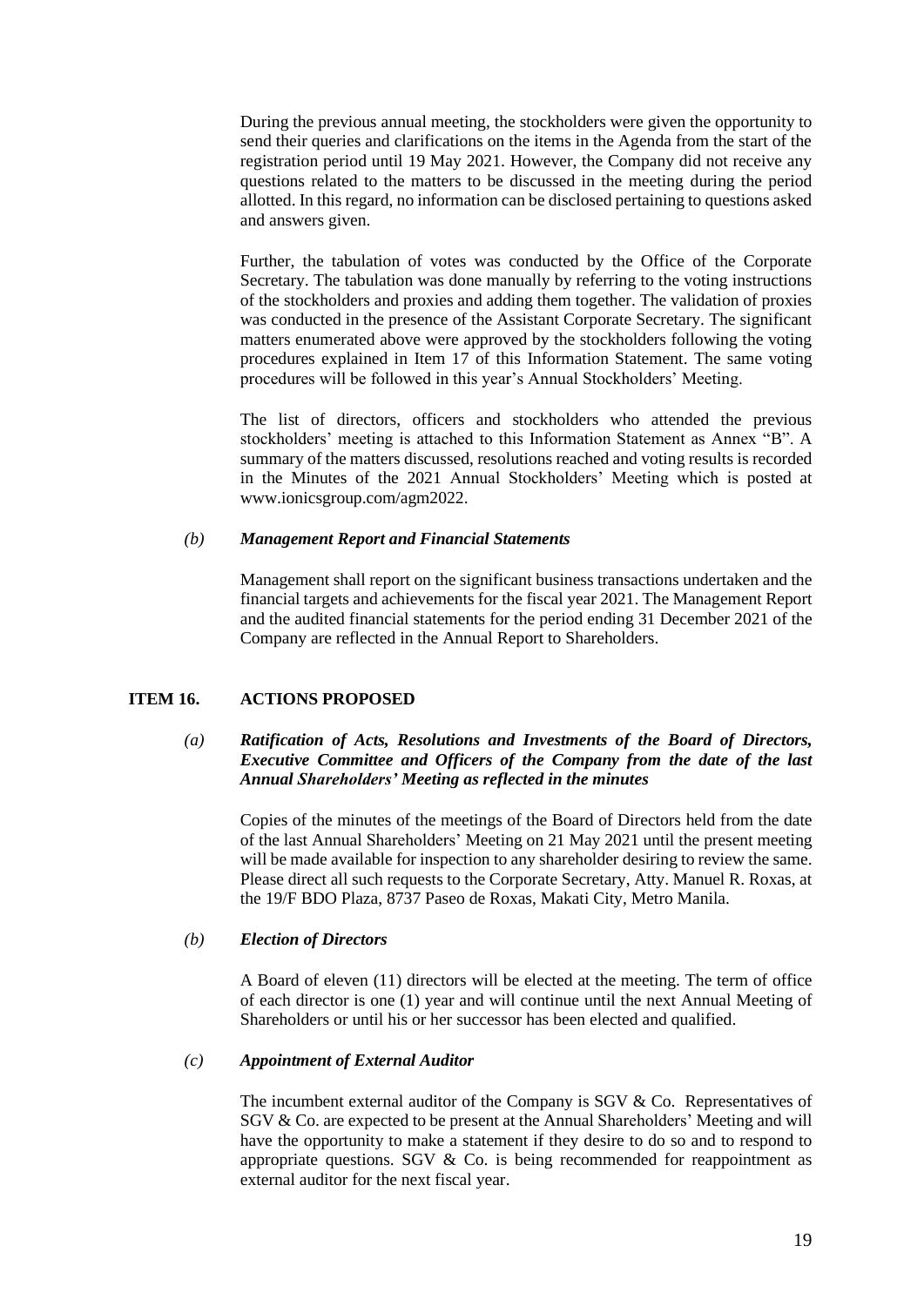During the previous annual meeting, the stockholders were given the opportunity to send their queries and clarifications on the items in the Agenda from the start of the registration period until 19 May 2021. However, the Company did not receive any questions related to the matters to be discussed in the meeting during the period allotted. In this regard, no information can be disclosed pertaining to questions asked and answers given.

Further, the tabulation of votes was conducted by the Office of the Corporate Secretary. The tabulation was done manually by referring to the voting instructions of the stockholders and proxies and adding them together. The validation of proxies was conducted in the presence of the Assistant Corporate Secretary. The significant matters enumerated above were approved by the stockholders following the voting procedures explained in Item 17 of this Information Statement. The same voting procedures will be followed in this year's Annual Stockholders' Meeting.

The list of directors, officers and stockholders who attended the previous stockholders' meeting is attached to this Information Statement as Annex "B". A summary of the matters discussed, resolutions reached and voting results is recorded in the Minutes of the 2021 Annual Stockholders' Meeting which is posted at www.ionicsgroup.com/agm2022.

### *(b) Management Report and Financial Statements*

Management shall report on the significant business transactions undertaken and the financial targets and achievements for the fiscal year 2021. The Management Report and the audited financial statements for the period ending 31 December 2021 of the Company are reflected in the Annual Report to Shareholders.

## ITEM 16. ACTIONS PROPOSED

### *(a) Ratification of Acts, Resolutions and Investments of the Board of Directors, Executive Committee and Officers of the Company from the date of the last Annual Shareholders' Meeting as reflected in the minutes*

Copies of the minutes of the meetings of the Board of Directors held from the date of the last Annual Shareholders' Meeting on 21 May 2021 until the present meeting will be made available for inspection to any shareholder desiring to review the same. Please direct all such requests to the Corporate Secretary, Atty. Manuel R. Roxas, at the 19/F BDO Plaza, 8737 Paseo de Roxas, Makati City, Metro Manila.

### *(b) Election of Directors*

A Board of eleven (11) directors will be elected at the meeting. The term of office of each director is one (1) year and will continue until the next Annual Meeting of Shareholders or until his or her successor has been elected and qualified.

### *(c) Appointment of External Auditor*

The incumbent external auditor of the Company is SGV & Co. Representatives of SGV & Co. are expected to be present at the Annual Shareholders' Meeting and will have the opportunity to make a statement if they desire to do so and to respond to appropriate questions. SGV & Co. is being recommended for reappointment as external auditor for the next fiscal year.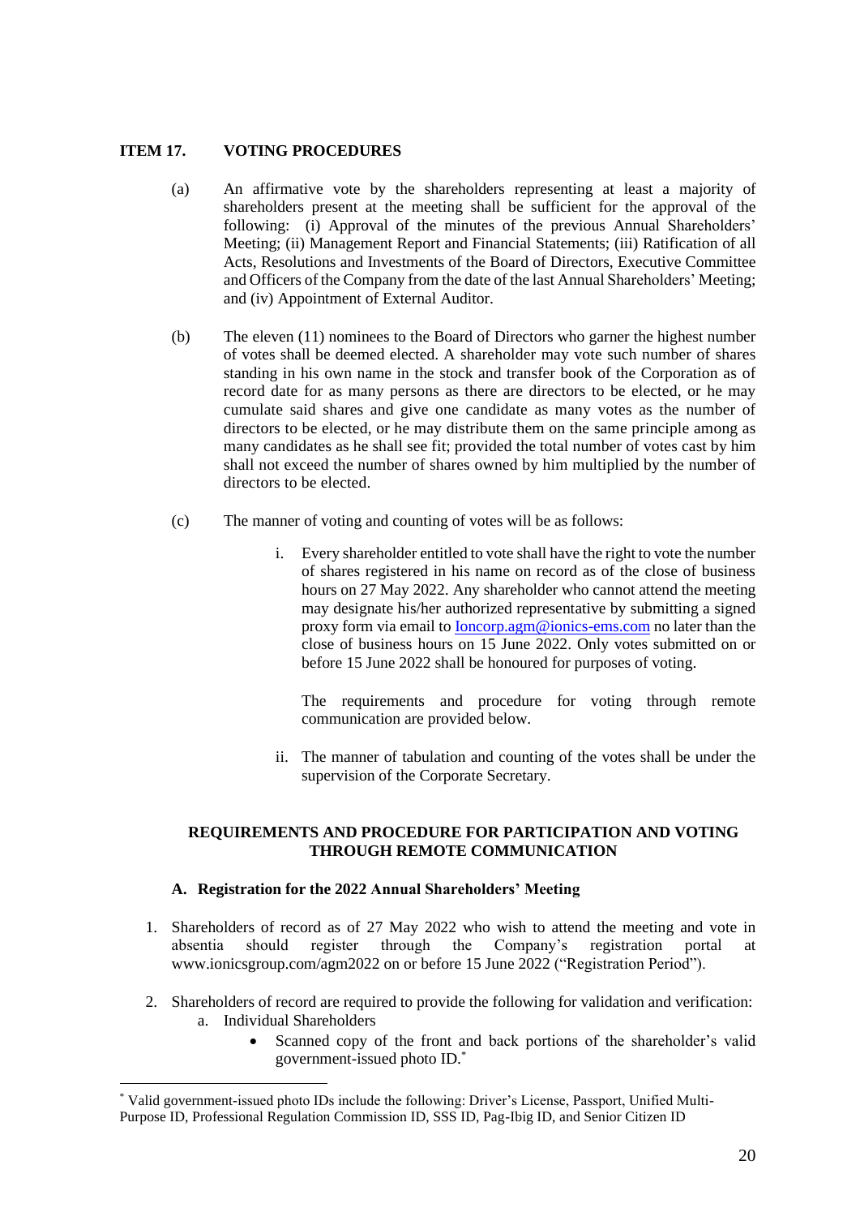## ITEM 17. VOTING PROCEDURES

(a) An affirmative vote by the shareholders representing at least a majority of shareholders present at the meeting shall be sufficient for the approval of the following: (i) Approval of the minutes of the previous Annual Shareholders' Meeting; (ii) Management Report and Financial Statements; (iii) Ratification of all Acts, Resolutions and Investments of the Board of Directors, Executive Committee and Officers of the Company from the date of the last Annual Shareholders' Meeting; and (iv) Appointment of External Auditor.

(b) The eleven (11) nominees to the Board of Directors who garner the highest number of votes shall be deemed elected. A shareholder may vote such number of shares standing in his own name in the stock and transfer book of the Corporation as of record date for as many persons as there are directors to be elected, or he may cumulate said shares and give one candidate as many votes as the number of directors to be elected, or he may distribute them on the same principle among as many candidates as he shall see fit; provided the total number of votes cast by him shall not exceed the number of shares owned by him multiplied by the number of directors to be elected.

(c) The manner of voting and counting of votes will be as follows:

i. Every shareholder entitled to vote shall have the right to vote the number of shares registered in his name on record as of the close of business hours on 27 May 2022. Any shareholder who cannot attend the meeting may designate his/her authorized representative by submitting a signed proxy form via email to Ioncorp.agm@ionics-ems.com no later than the close of business hours on 15 June 2022. Only votes submitted on or before 15 June 2022 shall be honoured for purposes of voting.

   The requirements and procedure for voting through remote communication are provided below.

ii. The manner of tabulation and counting of the votes shall be under the supervision of the Corporate Secretary.

### REQUIREMENTS AND PROCEDURE FOR PARTICIPATION AND VOTING THROUGH REMOTE COMMUNICATION

**A. Registration for the 2022 Annual Shareholders' Meeting**

1. Shareholders of record as of 27 May 2022 who wish to attend the meeting and vote in absentia should register through the Company's registration portal at www.ionicsgroup.com/agm2022 on or before 15 June 2022 ("Registration Period").

2. Shareholders of record are required to provide the following for validation and verification:
   a. Individual Shareholders
      - Scanned copy of the front and back portions of the shareholder's valid government-issued photo ID.[*]

[*] Valid government-issued photo IDs include the following: Driver's License, Passport, Unified Multi-Purpose ID, Professional Regulation Commission ID, SSS ID, Pag-Ibig ID, and Senior Citizen ID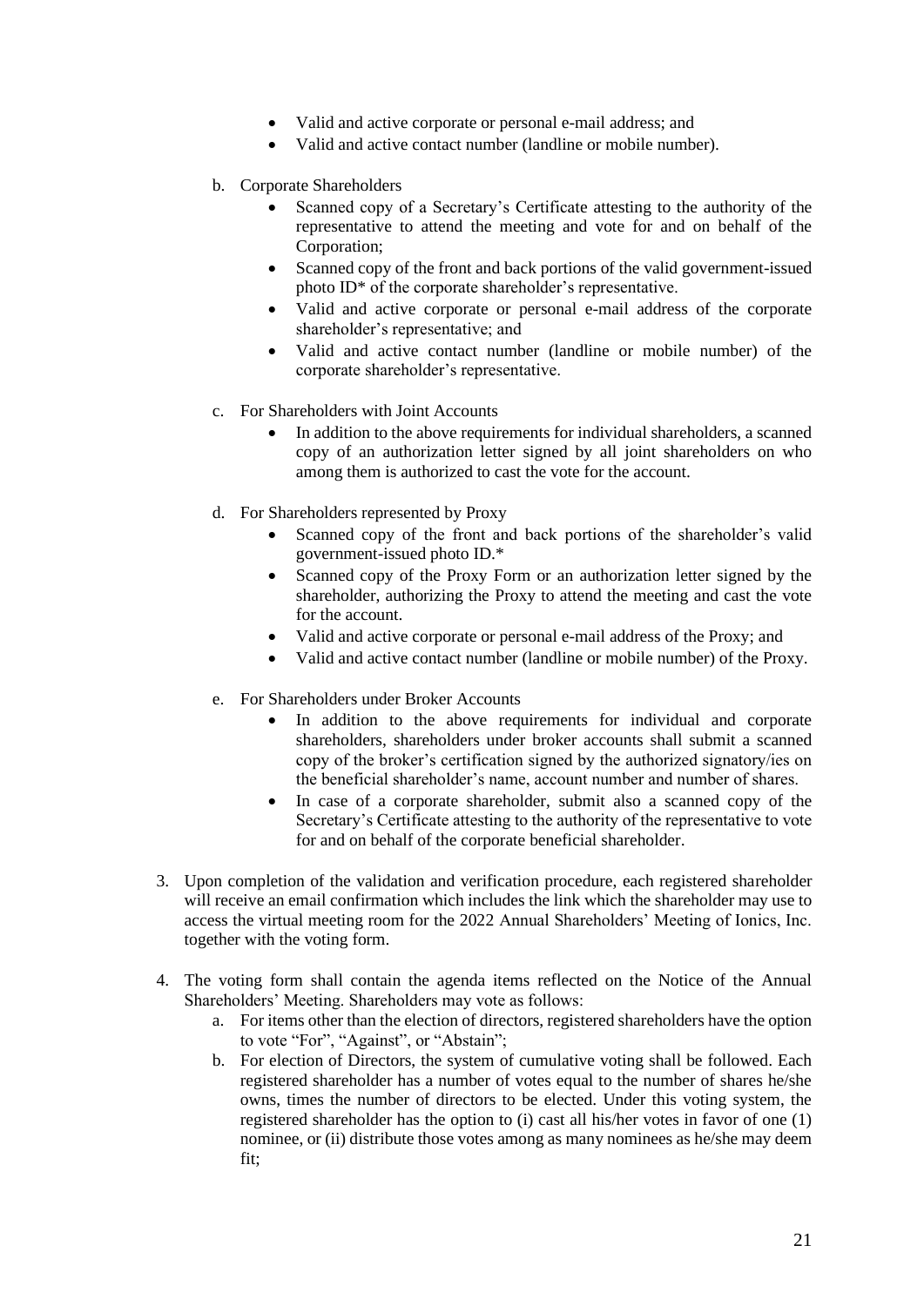- Valid and active corporate or personal e-mail address; and
- Valid and active contact number (landline or mobile number).

b. Corporate Shareholders
   - Scanned copy of a Secretary's Certificate attesting to the authority of the representative to attend the meeting and vote for and on behalf of the Corporation;
   - Scanned copy of the front and back portions of the valid government-issued photo ID* of the corporate shareholder's representative.
   - Valid and active corporate or personal e-mail address of the corporate shareholder's representative; and
   - Valid and active contact number (landline or mobile number) of the corporate shareholder's representative.

c. For Shareholders with Joint Accounts
   - In addition to the above requirements for individual shareholders, a scanned copy of an authorization letter signed by all joint shareholders on who among them is authorized to cast the vote for the account.

d. For Shareholders represented by Proxy
   - Scanned copy of the front and back portions of the shareholder's valid government-issued photo ID.*
   - Scanned copy of the Proxy Form or an authorization letter signed by the shareholder, authorizing the Proxy to attend the meeting and cast the vote for the account.
   - Valid and active corporate or personal e-mail address of the Proxy; and
   - Valid and active contact number (landline or mobile number) of the Proxy.

e. For Shareholders under Broker Accounts
   - In addition to the above requirements for individual and corporate shareholders, shareholders under broker accounts shall submit a scanned copy of the broker's certification signed by the authorized signatory/ies on the beneficial shareholder's name, account number and number of shares.
   - In case of a corporate shareholder, submit also a scanned copy of the Secretary's Certificate attesting to the authority of the representative to vote for and on behalf of the corporate beneficial shareholder.

3. Upon completion of the validation and verification procedure, each registered shareholder will receive an email confirmation which includes the link which the shareholder may use to access the virtual meeting room for the 2022 Annual Shareholders' Meeting of Ionics, Inc. together with the voting form.

4. The voting form shall contain the agenda items reflected on the Notice of the Annual Shareholders' Meeting. Shareholders may vote as follows:
   a. For items other than the election of directors, registered shareholders have the option to vote "For", "Against", or "Abstain";
   b. For election of Directors, the system of cumulative voting shall be followed. Each registered shareholder has a number of votes equal to the number of shares he/she owns, times the number of directors to be elected. Under this voting system, the registered shareholder has the option to (i) cast all his/her votes in favor of one (1) nominee, or (ii) distribute those votes among as many nominees as he/she may deem fit;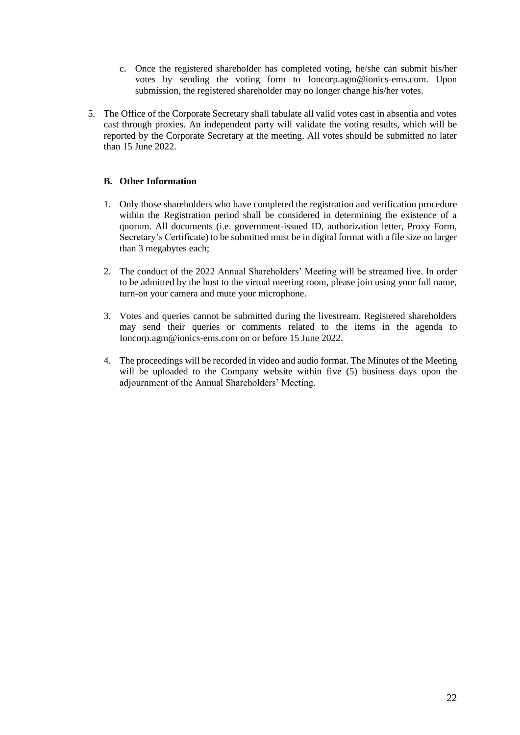c. Once the registered shareholder has completed voting, he/she can submit his/her votes by sending the voting form to Ioncorp.agm@ionics-ems.com. Upon submission, the registered shareholder may no longer change his/her votes.

5. The Office of the Corporate Secretary shall tabulate all valid votes cast in absentia and votes cast through proxies. An independent party will validate the voting results, which will be reported by the Corporate Secretary at the meeting. All votes should be submitted no later than 15 June 2022.

**B. Other Information**

1. Only those shareholders who have completed the registration and verification procedure within the Registration period shall be considered in determining the existence of a quorum. All documents (i.e. government-issued ID, authorization letter, Proxy Form, Secretary's Certificate) to be submitted must be in digital format with a file size no larger than 3 megabytes each;

2. The conduct of the 2022 Annual Shareholders' Meeting will be streamed live. In order to be admitted by the host to the virtual meeting room, please join using your full name, turn-on your camera and mute your microphone.

3. Votes and queries cannot be submitted during the livestream. Registered shareholders may send their queries or comments related to the items in the agenda to Ioncorp.agm@ionics-ems.com on or before 15 June 2022.

4. The proceedings will be recorded in video and audio format. The Minutes of the Meeting will be uploaded to the Company website within five (5) business days upon the adjournment of the Annual Shareholders' Meeting.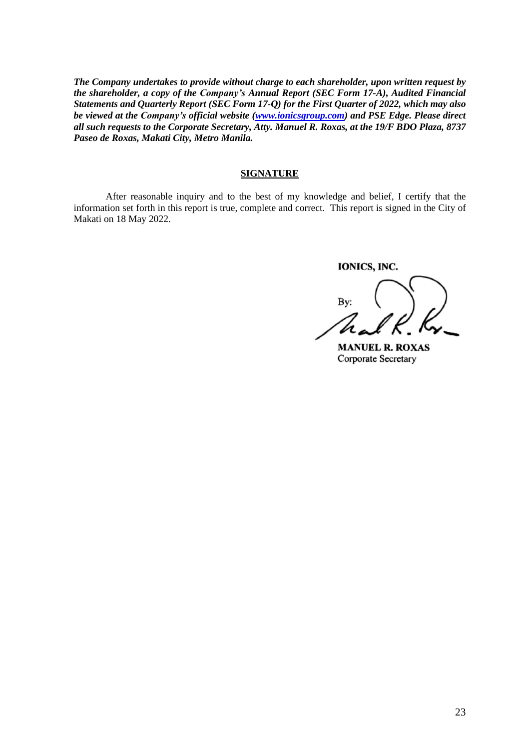***The Company undertakes to provide without charge to each shareholder, upon written request by the shareholder, a copy of the Company's Annual Report (SEC Form 17-A), Audited Financial Statements and Quarterly Report (SEC Form 17-Q) for the First Quarter of 2022, which may also be viewed at the Company's official website ([www.ionicsgroup.com](http://www.ionicsgroup.com)) and PSE Edge. Please direct all such requests to the Corporate Secretary, Atty. Manuel R. Roxas, at the 19/F BDO Plaza, 8737 Paseo de Roxas, Makati City, Metro Manila.***

## SIGNATURE

After reasonable inquiry and to the best of my knowledge and belief, I certify that the information set forth in this report is true, complete and correct. This report is signed in the City of Makati on 18 May 2022.

**IONICS, INC.**

By:

**MANUEL R. ROXAS**
Corporate Secretary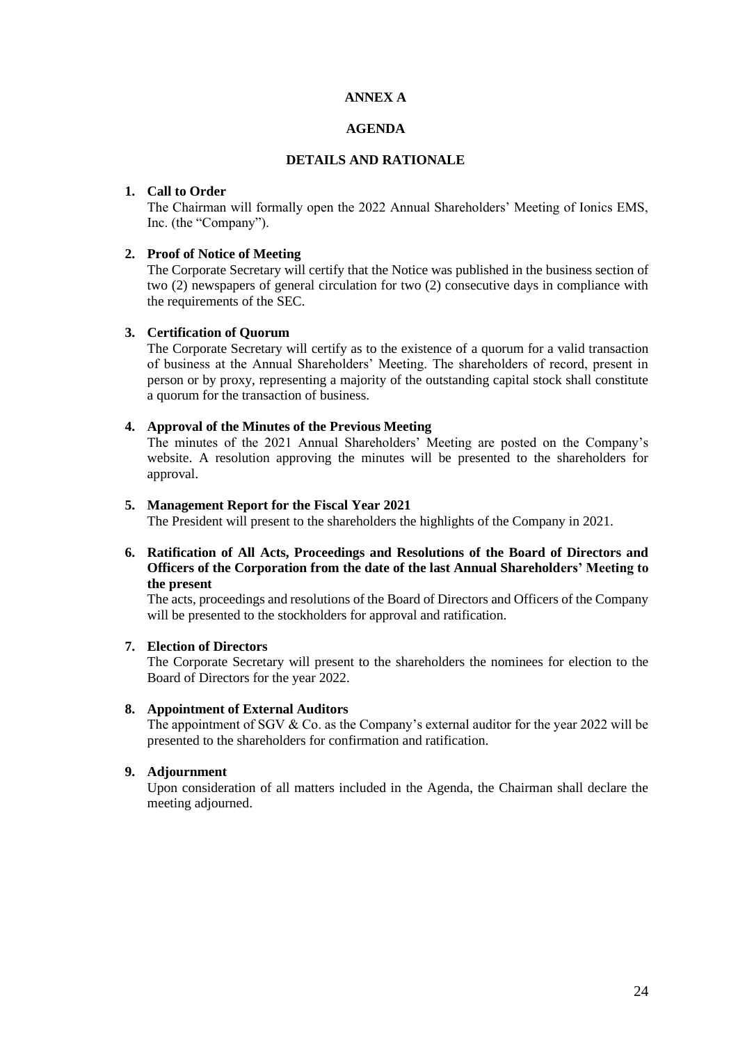# ANNEX A

## AGENDA

### DETAILS AND RATIONALE

1. **Call to Order**
   The Chairman will formally open the 2022 Annual Shareholders' Meeting of Ionics EMS, Inc. (the "Company").

2. **Proof of Notice of Meeting**
   The Corporate Secretary will certify that the Notice was published in the business section of two (2) newspapers of general circulation for two (2) consecutive days in compliance with the requirements of the SEC.

3. **Certification of Quorum**
   The Corporate Secretary will certify as to the existence of a quorum for a valid transaction of business at the Annual Shareholders' Meeting. The shareholders of record, present in person or by proxy, representing a majority of the outstanding capital stock shall constitute a quorum for the transaction of business.

4. **Approval of the Minutes of the Previous Meeting**
   The minutes of the 2021 Annual Shareholders' Meeting are posted on the Company's website. A resolution approving the minutes will be presented to the shareholders for approval.

5. **Management Report for the Fiscal Year 2021**
   The President will present to the shareholders the highlights of the Company in 2021.

6. **Ratification of All Acts, Proceedings and Resolutions of the Board of Directors and Officers of the Corporation from the date of the last Annual Shareholders' Meeting to the present**
   The acts, proceedings and resolutions of the Board of Directors and Officers of the Company will be presented to the stockholders for approval and ratification.

7. **Election of Directors**
   The Corporate Secretary will present to the shareholders the nominees for election to the Board of Directors for the year 2022.

8. **Appointment of External Auditors**
   The appointment of SGV & Co. as the Company's external auditor for the year 2022 will be presented to the shareholders for confirmation and ratification.

9. **Adjournment**
   Upon consideration of all matters included in the Agenda, the Chairman shall declare the meeting adjourned.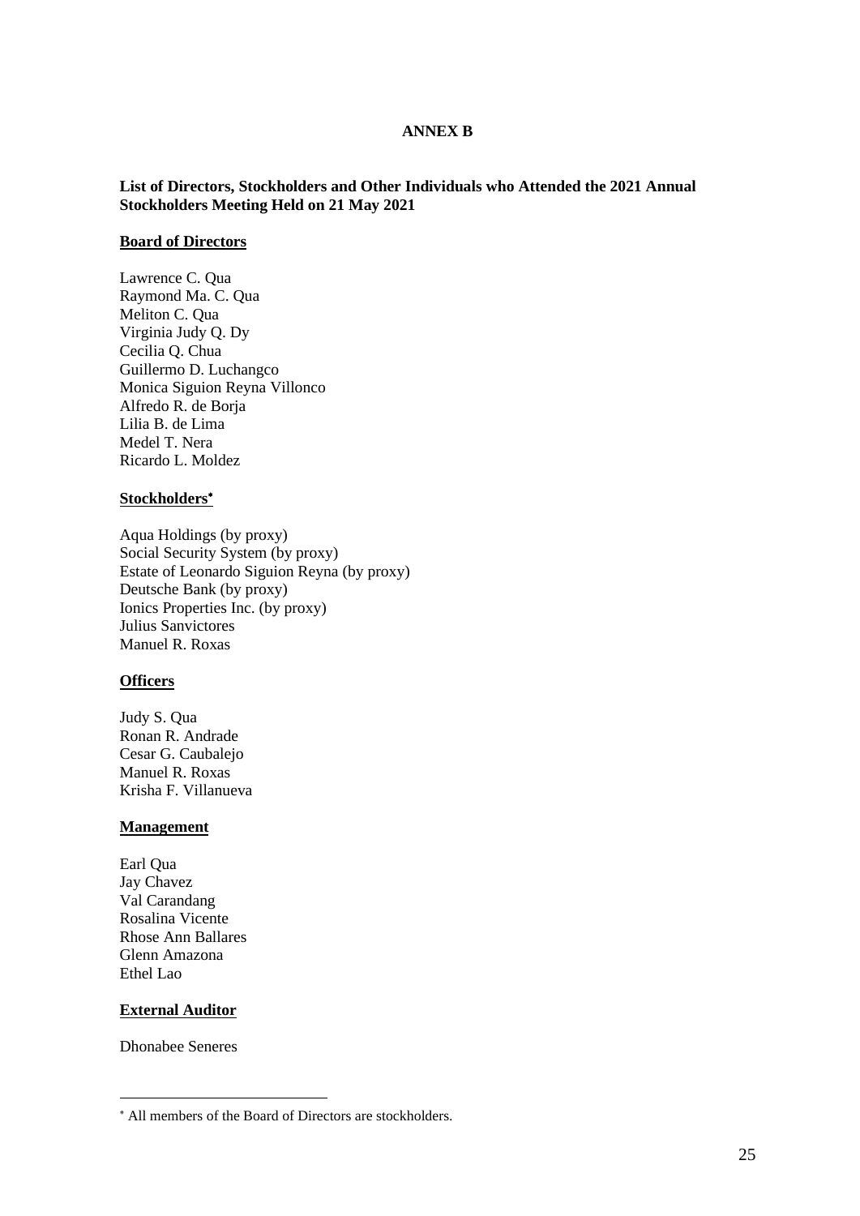**ANNEX B**

**List of Directors, Stockholders and Other Individuals who Attended the 2021 Annual Stockholders Meeting Held on 21 May 2021**

**Board of Directors**

Lawrence C. Qua
Raymond Ma. C. Qua
Meliton C. Qua
Virginia Judy Q. Dy
Cecilia Q. Chua
Guillermo D. Luchangco
Monica Siguion Reyna Villonco
Alfredo R. de Borja
Lilia B. de Lima
Medel T. Nera
Ricardo L. Moldez

**Stockholders***

Aqua Holdings (by proxy)
Social Security System (by proxy)
Estate of Leonardo Siguion Reyna (by proxy)
Deutsche Bank (by proxy)
Ionics Properties Inc. (by proxy)
Julius Sanvictores
Manuel R. Roxas

**Officers**

Judy S. Qua
Ronan R. Andrade
Cesar G. Caubalejo
Manuel R. Roxas
Krisha F. Villanueva

**Management**

Earl Qua
Jay Chavez
Val Carandang
Rosalina Vicente
Rhose Ann Ballares
Glenn Amazona
Ethel Lao

**External Auditor**

Dhonabee Seneres

---

* All members of the Board of Directors are stockholders.